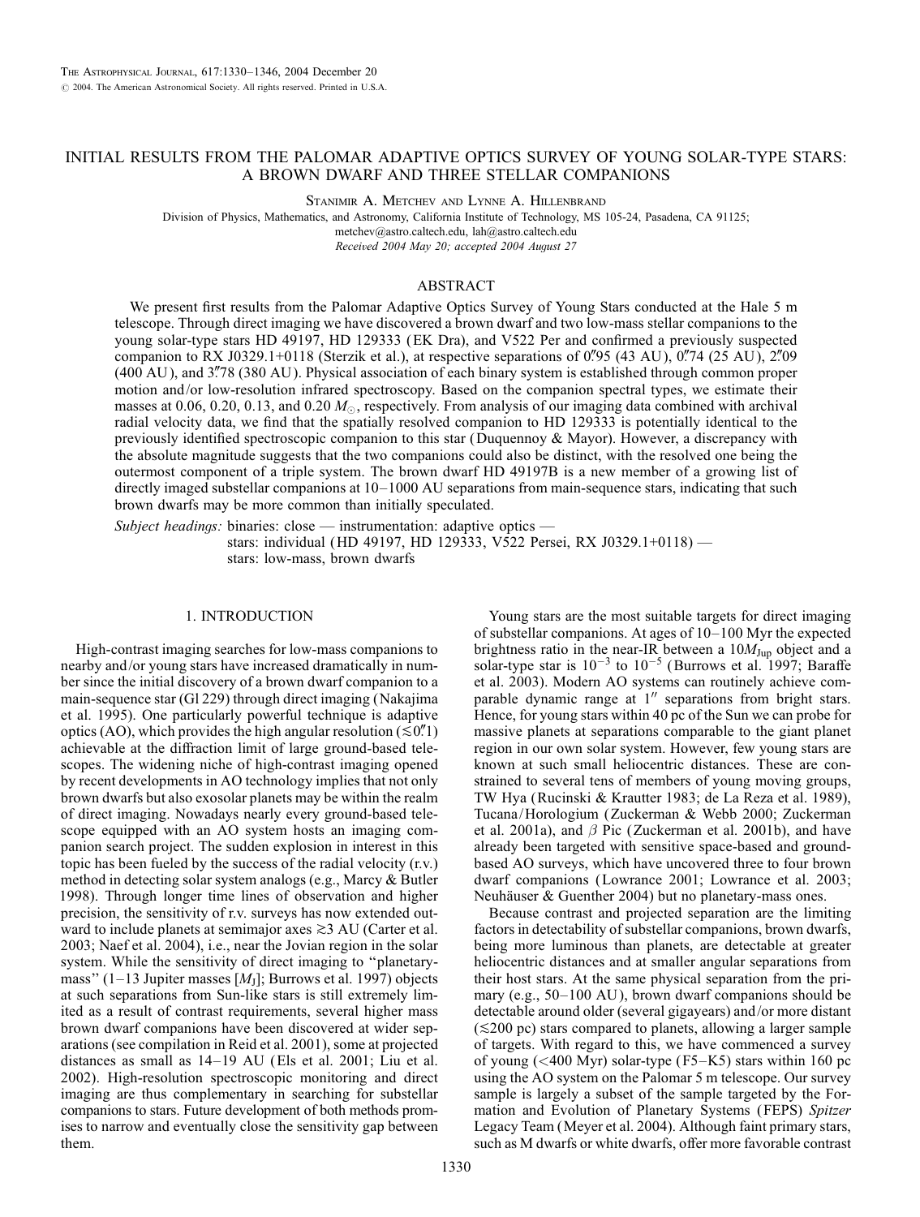# INITIAL RESULTS FROM THE PALOMAR ADAPTIVE OPTICS SURVEY OF YOUNG SOLAR-TYPE STARS: A BROWN DWARF AND THREE STELLAR COMPANIONS

Stanimir A. Metchev and Lynne A. Hillenbrand

Division of Physics, Mathematics, and Astronomy, California Institute of Technology, MS 105-24, Pasadena, CA 91125; metchev@astro.caltech.edu, lah@astro.caltech.edu

*Received 2004 May 20; accepted 2004 August 27*

## ABSTRACT

We present first results from the Palomar Adaptive Optics Survey of Young Stars conducted at the Hale 5 m telescope. Through direct imaging we have discovered a brown dwarf and two low-mass stellar companions to the young solar-type stars HD 49197, HD 129333 (EK Dra), and V522 Per and confirmed a previously suspected companion to RX J0329.1+0118 (Sterzik et al.), at respective separations of 0.″95 (43 AU), 0.″74 (25 AU), 2.″09 (400 AU), and 3.″78 (380 AU). Physical association of each binary system is established through common proper motion and/or low-resolution infrared spectroscopy. Based on the companion spectral types, we estimate their masses at 0.06, 0.20, 0.13, and 0.20 $M_\odot$, respectively. From analysis of our imaging data combined with archival radial velocity data, we find that the spatially resolved companion to HD 129333 is potentially identical to the previously identified spectroscopic companion to this star (Duquennoy & Mayor). However, a discrepancy with the absolute magnitude suggests that the two companions could also be distinct, with the resolved one being the outermost component of a triple system. The brown dwarf HD 49197B is a new member of a growing list of directly imaged substellar companions at 10–1000 AU separations from main-sequence stars, indicating that such brown dwarfs may be more common than initially speculated.

*Subject headings:* binaries: close — instrumentation: adaptive optics — stars: individual (HD 49197, HD 129333, V522 Persei, RX J0329.1+0118) — stars: low-mass, brown dwarfs

## 1. INTRODUCTION

High-contrast imaging searches for low-mass companions to nearby and/or young stars have increased dramatically in number since the initial discovery of a brown dwarf companion to a main-sequence star (Gl 229) through direct imaging (Nakajima et al. 1995). One particularly powerful technique is adaptive optics (AO), which provides the high angular resolution ($\lesssim$0.″1) achievable at the diffraction limit of large ground-based telescopes. The widening niche of high-contrast imaging opened by recent developments in AO technology implies that not only brown dwarfs but also exosolar planets may be within the realm of direct imaging. Nowadays nearly every ground-based telescope equipped with an AO system hosts an imaging companion search project. The sudden explosion in interest in this topic has been fueled by the success of the radial velocity (r.v.) method in detecting solar system analogs (e.g., Marcy & Butler 1998). Through longer time lines of observation and higher precision, the sensitivity of r.v. surveys has now extended outward to include planets at semimajor axes $\gtrsim$3 AU (Carter et al. 2003; Naef et al. 2004), i.e., near the Jovian region in the solar system. While the sensitivity of direct imaging to "planetary-mass" (1–13 Jupiter masses [$M_\mathrm{J}$]; Burrows et al. 1997) objects at such separations from Sun-like stars is still extremely limited as a result of contrast requirements, several higher mass brown dwarf companions have been discovered at wider separations (see compilation in Reid et al. 2001), some at projected distances as small as 14–19 AU (Els et al. 2001; Liu et al. 2002). High-resolution spectroscopic monitoring and direct imaging are thus complementary in searching for substellar companions to stars. Future development of both methods promises to narrow and eventually close the sensitivity gap between them.

Young stars are the most suitable targets for direct imaging of substellar companions. At ages of 10–100 Myr the expected brightness ratio in the near-IR between a $10M_\mathrm{Jup}$ object and a solar-type star is $10^{-3}$ to $10^{-5}$ (Burrows et al. 1997; Baraffe et al. 2003). Modern AO systems can routinely achieve comparable dynamic range at 1″ separations from bright stars. Hence, for young stars within 40 pc of the Sun we can probe for massive planets at separations comparable to the giant planet region in our own solar system. However, few young stars are known at such small heliocentric distances. These are constrained to several tens of members of young moving groups, TW Hya (Rucinski & Krautter 1983; de La Reza et al. 1989), Tucana/Horologium (Zuckerman & Webb 2000; Zuckerman et al. 2001a), and $\beta$ Pic (Zuckerman et al. 2001b), and have already been targeted with sensitive space-based and ground-based AO surveys, which have uncovered three to four brown dwarf companions (Lowrance 2001; Lowrance et al. 2003; Neuhäuser & Guenther 2004) but no planetary-mass ones.

Because contrast and projected separation are the limiting factors in detectability of substellar companions, brown dwarfs, being more luminous than planets, are detectable at greater heliocentric distances and at smaller angular separations from their host stars. At the same physical separation from the primary (e.g., 50–100 AU), brown dwarf companions should be detectable around older (several gigayears) and/or more distant ($\lesssim$200 pc) stars compared to planets, allowing a larger sample of targets. With regard to this, we have commenced a survey of young (<400 Myr) solar-type (F5–K5) stars within 160 pc using the AO system on the Palomar 5 m telescope. Our survey sample is largely a subset of the sample targeted by the Formation and Evolution of Planetary Systems (FEPS) *Spitzer* Legacy Team (Meyer et al. 2004). Although faint primary stars, such as M dwarfs or white dwarfs, offer more favorable contrast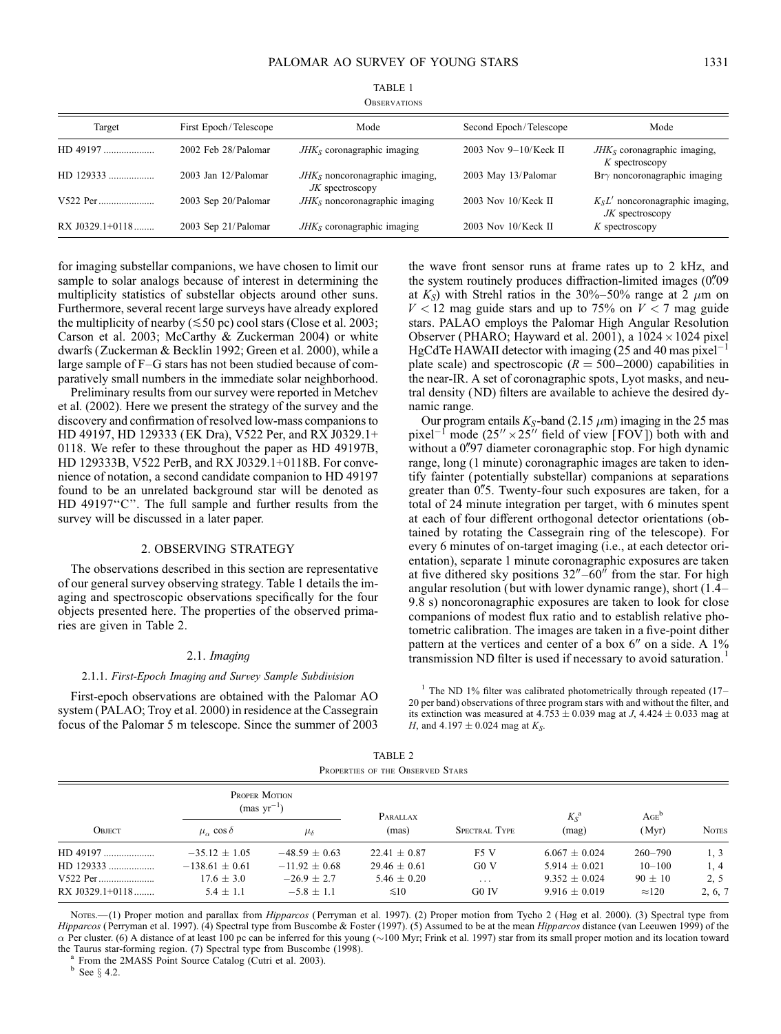TABLE 1

Observations

| Target | First Epoch/Telescope | Mode | Second Epoch/Telescope | Mode |
|---|---|---|---|---|
| HD 49197 | 2002 Feb 28/Palomar | $JHK_S$ coronagraphic imaging | 2003 Nov 9–10/Keck II | $JHK_S$ coronagraphic imaging, $K$ spectroscopy |
| HD 129333 | 2003 Jan 12/Palomar | $JHK_S$ noncoronagraphic imaging, $JK$ spectroscopy | 2003 May 13/Palomar | Br$\gamma$ noncoronagraphic imaging |
| V522 Per | 2003 Sep 20/Palomar | $JHK_S$ noncoronagraphic imaging | 2003 Nov 10/Keck II | $K_SL'$ noncoronagraphic imaging, $JK$ spectroscopy |
| RX J0329.1+0118 | 2003 Sep 21/Palomar | $JHK_S$ coronagraphic imaging | 2003 Nov 10/Keck II | $K$ spectroscopy |

for imaging substellar companions, we have chosen to limit our sample to solar analogs because of interest in determining the multiplicity statistics of substellar objects around other suns. Furthermore, several recent large surveys have already explored the multiplicity of nearby (≲50 pc) cool stars (Close et al. 2003; Carson et al. 2003; McCarthy & Zuckerman 2004) or white dwarfs (Zuckerman & Becklin 1992; Green et al. 2000), while a large sample of F–G stars has not been studied because of comparatively small numbers in the immediate solar neighborhood.

Preliminary results from our survey were reported in Metchev et al. (2002). Here we present the strategy of the survey and the discovery and confirmation of resolved low-mass companions to HD 49197, HD 129333 (EK Dra), V522 Per, and RX J0329.1+0118. We refer to these throughout the paper as HD 49197B, HD 129333B, V522 PerB, and RX J0329.1+0118B. For convenience of notation, a second candidate companion to HD 49197 found to be an unrelated background star will be denoted as HD 49197"C". The full sample and further results from the survey will be discussed in a later paper.

## 2. OBSERVING STRATEGY

The observations described in this section are representative of our general survey observing strategy. Table 1 details the imaging and spectroscopic observations specifically for the four objects presented here. The properties of the observed primaries are given in Table 2.

### 2.1. *Imaging*

#### 2.1.1. *First-Epoch Imaging and Survey Sample Subdivision*

First-epoch observations are obtained with the Palomar AO system (PALAO; Troy et al. 2000) in residence at the Cassegrain focus of the Palomar 5 m telescope. Since the summer of 2003 the wave front sensor runs at frame rates up to 2 kHz, and the system routinely produces diffraction-limited images (0.″09 at $K_S$) with Strehl ratios in the 30%–50% range at 2 μm on $V < 12$ mag guide stars and up to 75% on $V < 7$ mag guide stars. PALAO employs the Palomar High Angular Resolution Observer (PHARO; Hayward et al. 2001), a 1024 × 1024 pixel HgCdTe HAWAII detector with imaging (25 and 40 mas pixel$^{-1}$ plate scale) and spectroscopic ($R = 500$–2000) capabilities in the near-IR. A set of coronagraphic spots, Lyot masks, and neutral density (ND) filters are available to achieve the desired dynamic range.

Our program entails $K_S$-band (2.15 μm) imaging in the 25 mas pixel$^{-1}$ mode (25″ × 25″ field of view [FOV]) both with and without a 0.″97 diameter coronagraphic stop. For high dynamic range, long (1 minute) coronagraphic images are taken to identify fainter (potentially substellar) companions at separations greater than 0.″5. Twenty-four such exposures are taken, for a total of 24 minute integration per target, with 6 minutes spent at each of four different orthogonal detector orientations (obtained by rotating the Cassegrain ring of the telescope). For every 6 minutes of on-target imaging (i.e., at each detector orientation), separate 1 minute coronagraphic exposures are taken at five dithered sky positions 32″–60″ from the star. For high angular resolution (but with lower dynamic range), short (1.4–9.8 s) noncoronagraphic exposures are taken to look for close companions of modest flux ratio and to establish relative photometric calibration. The images are taken in a five-point dither pattern at the vertices and center of a box 6″ on a side. A 1% transmission ND filter is used if necessary to avoid saturation.[1]

[1] The ND 1% filter was calibrated photometrically through repeated (17–20 per band) observations of three program stars with and without the filter, and its extinction was measured at 4.753 ± 0.039 mag at $J$, 4.424 ± 0.033 mag at $H$, and 4.197 ± 0.024 mag at $K_S$.

TABLE 2

Properties of the Observed Stars

| Object | Proper Motion (mas yr$^{-1}$) | | Parallax (mas) | Spectral Type | $K_S$[a] (mag) | Age[b] (Myr) | Notes |
|---|---|---|---|---|---|---|---|
| | $\mu_\alpha \cos\delta$ | $\mu_\delta$ | | | | | |
| HD 49197 | −35.12 ± 1.05 | −48.59 ± 0.63 | 22.41 ± 0.87 | F5 V | 6.067 ± 0.024 | 260–790 | 1, 3 |
| HD 129333 | −138.61 ± 0.61 | −11.92 ± 0.68 | 29.46 ± 0.61 | G0 V | 5.914 ± 0.021 | 10–100 | 1, 4 |
| V522 Per | 17.6 ± 3.0 | −26.9 ± 2.7 | 5.46 ± 0.20 | ... | 9.352 ± 0.024 | 90 ± 10 | 2, 5 |
| RX J0329.1+0118 | 5.4 ± 1.1 | −5.8 ± 1.1 | ≲10 | G0 IV | 9.916 ± 0.019 | ≈120 | 2, 6, 7 |

Notes.—(1) Proper motion and parallax from *Hipparcos* (Perryman et al. 1997). (2) Proper motion from Tycho 2 (Høg et al. 2000). (3) Spectral type from *Hipparcos* (Perryman et al. 1997). (4) Spectral type from Buscombe & Foster (1997). (5) Assumed to be at the mean *Hipparcos* distance (van Leeuwen 1999) of the α Per cluster. (6) A distance of at least 100 pc can be inferred for this young (∼100 Myr; Frink et al. 1997) star from its small proper motion and its location toward the Taurus star-forming region. (7) Spectral type from Buscombe (1998).

[a] From the 2MASS Point Source Catalog (Cutri et al. 2003).

[b] See § 4.2.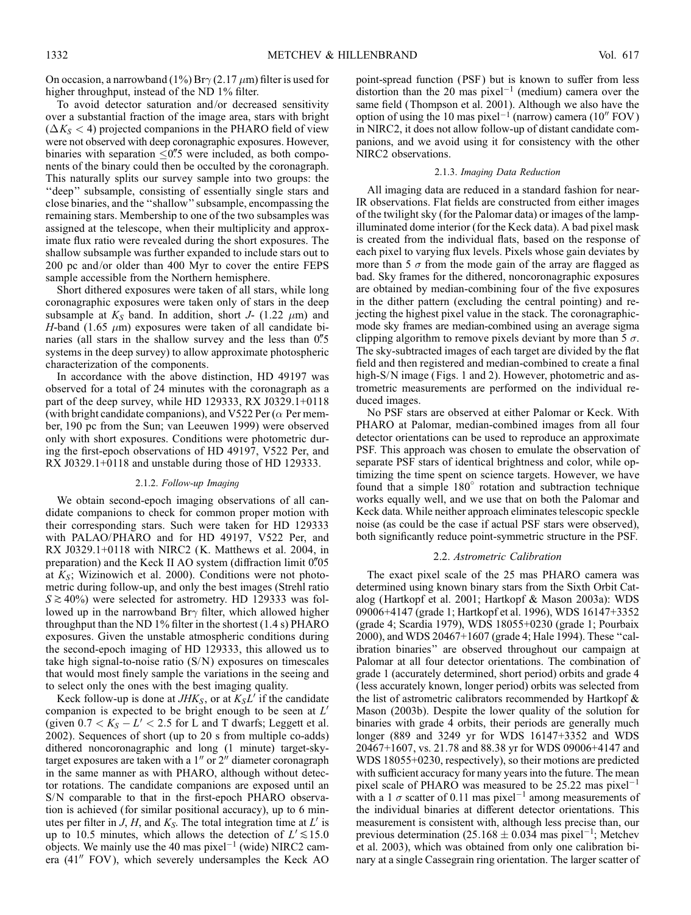On occasion, a narrowband (1%) Br$\gamma$ (2.17 $\mu$m) filter is used for higher throughput, instead of the ND 1% filter.

To avoid detector saturation and/or decreased sensitivity over a substantial fraction of the image area, stars with bright ($\Delta K_S < 4$) projected companions in the PHARO field of view were not observed with deep coronagraphic exposures. However, binaries with separation $\leq 0\farcs5$ were included, as both components of the binary could then be occulted by the coronagraph. This naturally splits our survey sample into two groups: the "deep" subsample, consisting of essentially single stars and close binaries, and the "shallow" subsample, encompassing the remaining stars. Membership to one of the two subsamples was assigned at the telescope, when their multiplicity and approximate flux ratio were revealed during the short exposures. The shallow subsample was further expanded to include stars out to 200 pc and/or older than 400 Myr to cover the entire FEPS sample accessible from the Northern hemisphere.

Short dithered exposures were taken of all stars, while long coronagraphic exposures were taken only of stars in the deep subsample at $K_S$ band. In addition, short $J$- (1.22 $\mu$m) and $H$-band (1.65 $\mu$m) exposures were taken of all candidate binaries (all stars in the shallow survey and the less than $0\farcs5$ systems in the deep survey) to allow approximate photospheric characterization of the components.

In accordance with the above distinction, HD 49197 was observed for a total of 24 minutes with the coronagraph as a part of the deep survey, while HD 129333, RX J0329.1+0118 (with bright candidate companions), and V522 Per ($\alpha$ Per member, 190 pc from the Sun; van Leeuwen 1999) were observed only with short exposures. Conditions were photometric during the first-epoch observations of HD 49197, V522 Per, and RX J0329.1+0118 and unstable during those of HD 129333.

#### 2.1.2. *Follow-up Imaging*

We obtain second-epoch imaging observations of all candidate companions to check for common proper motion with their corresponding stars. Such were taken for HD 129333 with PALAO/PHARO and for HD 49197, V522 Per, and RX J0329.1+0118 with NIRC2 (K. Matthews et al. 2004, in preparation) and the Keck II AO system (diffraction limit $0\farcs05$ at $K_S$; Wizinowich et al. 2000). Conditions were not photometric during follow-up, and only the best images (Strehl ratio $S \gtrsim 40\%$) were selected for astrometry. HD 129333 was followed up in the narrowband Br$\gamma$ filter, which allowed higher throughput than the ND 1% filter in the shortest (1.4 s) PHARO exposures. Given the unstable atmospheric conditions during the second-epoch imaging of HD 129333, this allowed us to take high signal-to-noise ratio (S/N) exposures on timescales that would most finely sample the variations in the seeing and to select only the ones with the best imaging quality.

Keck follow-up is done at $JHK_S$, or at $K_S L'$ if the candidate companion is expected to be bright enough to be seen at $L'$ (given $0.7 < K_S - L' < 2.5$ for L and T dwarfs; Leggett et al. 2002). Sequences of short (up to 20 s from multiple co-adds) dithered noncoronagraphic and long (1 minute) target-sky-target exposures are taken with a $1''$ or $2''$ diameter coronagraph in the same manner as with PHARO, although without detector rotations. The candidate companions are exposed until an S/N comparable to that in the first-epoch PHARO observation is achieved (for similar positional accuracy), up to 6 minutes per filter in $J$, $H$, and $K_S$. The total integration time at $L'$ is up to 10.5 minutes, which allows the detection of $L' \lesssim 15.0$ objects. We mainly use the 40 mas pixel$^{-1}$ (wide) NIRC2 camera ($41''$ FOV), which severely undersamples the Keck AO point-spread function (PSF) but is known to suffer from less distortion than the 20 mas pixel$^{-1}$ (medium) camera over the same field (Thompson et al. 2001). Although we also have the option of using the 10 mas pixel$^{-1}$ (narrow) camera ($10''$ FOV) in NIRC2, it does not allow follow-up of distant candidate companions, and we avoid using it for consistency with the other NIRC2 observations.

#### 2.1.3. *Imaging Data Reduction*

All imaging data are reduced in a standard fashion for near-IR observations. Flat fields are constructed from either images of the twilight sky (for the Palomar data) or images of the lamp-illuminated dome interior (for the Keck data). A bad pixel mask is created from the individual flats, based on the response of each pixel to varying flux levels. Pixels whose gain deviates by more than 5 $\sigma$ from the mode gain of the array are flagged as bad. Sky frames for the dithered, noncoronagraphic exposures are obtained by median-combining four of the five exposures in the dither pattern (excluding the central pointing) and rejecting the highest pixel value in the stack. The coronagraphic-mode sky frames are median-combined using an average sigma clipping algorithm to remove pixels deviant by more than 5 $\sigma$. The sky-subtracted images of each target are divided by the flat field and then registered and median-combined to create a final high-S/N image (Figs. 1 and 2). However, photometric and astrometric measurements are performed on the individual reduced images.

No PSF stars are observed at either Palomar or Keck. With PHARO at Palomar, median-combined images from all four detector orientations can be used to reproduce an approximate PSF. This approach was chosen to emulate the observation of separate PSF stars of identical brightness and color, while optimizing the time spent on science targets. However, we have found that a simple 180° rotation and subtraction technique works equally well, and we use that on both the Palomar and Keck data. While neither approach eliminates telescopic speckle noise (as could be the case if actual PSF stars were observed), both significantly reduce point-symmetric structure in the PSF.

### 2.2. *Astrometric Calibration*

The exact pixel scale of the 25 mas PHARO camera was determined using known binary stars from the Sixth Orbit Catalog (Hartkopf et al. 2001; Hartkopf & Mason 2003a): WDS 09006+4147 (grade 1; Hartkopf et al. 1996), WDS 16147+3352 (grade 4; Scardia 1979), WDS 18055+0230 (grade 1; Pourbaix 2000), and WDS 20467+1607 (grade 4; Hale 1994). These "calibration binaries" are observed throughout our campaign at Palomar at all four detector orientations. The combination of grade 1 (accurately determined, short period) orbits and grade 4 (less accurately known, longer period) orbits was selected from the list of astrometric calibrators recommended by Hartkopf & Mason (2003b). Despite the lower quality of the solution for binaries with grade 4 orbits, their periods are generally much longer (889 and 3249 yr for WDS 16147+3352 and WDS 20467+1607, vs. 21.78 and 88.38 yr for WDS 09006+4147 and WDS 18055+0230, respectively), so their motions are predicted with sufficient accuracy for many years into the future. The mean pixel scale of PHARO was measured to be 25.22 mas pixel$^{-1}$ with a 1 $\sigma$ scatter of 0.11 mas pixel$^{-1}$ among measurements of the individual binaries at different detector orientations. This measurement is consistent with, although less precise than, our previous determination ($25.168 \pm 0.034$ mas pixel$^{-1}$; Metchev et al. 2003), which was obtained from only one calibration binary at a single Cassegrain ring orientation. The larger scatter of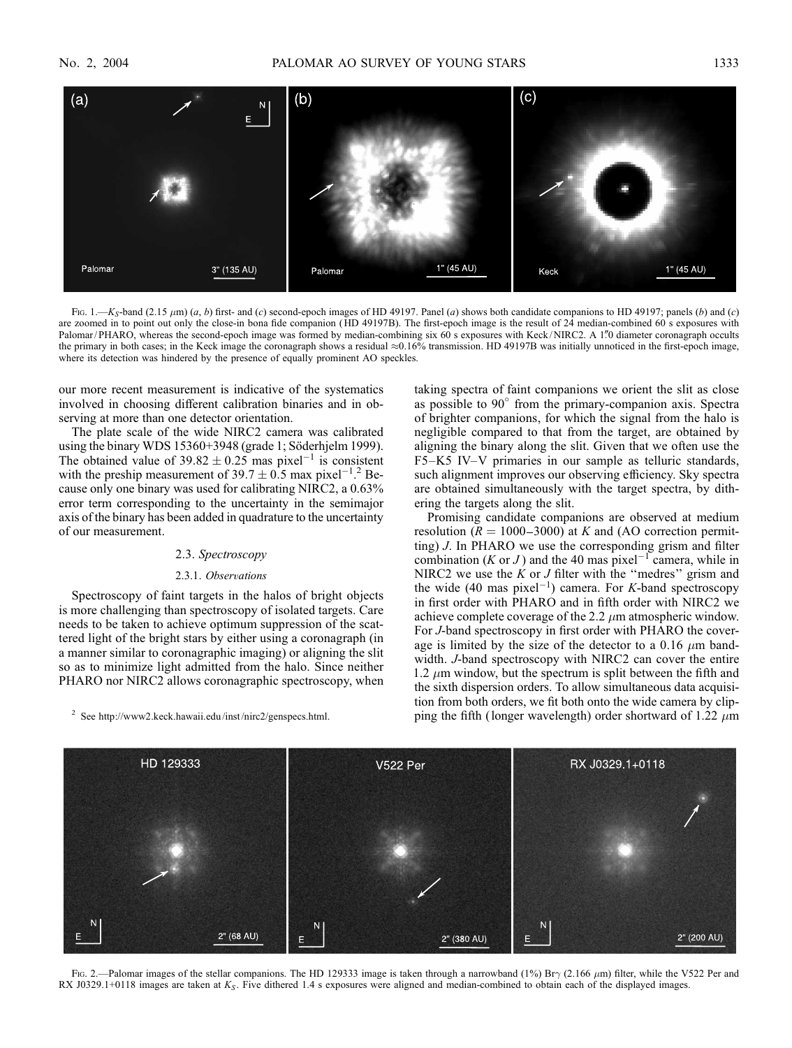FIG. 1.—$K_S$-band (2.15 $\mu$m) (a, b) first- and (c) second-epoch images of HD 49197. Panel (a) shows both candidate companions to HD 49197; panels (b) and (c) are zoomed in to point out only the close-in bona fide companion (HD 49197B). The first-epoch image is the result of 24 median-combined 60 s exposures with Palomar/PHARO, whereas the second-epoch image was formed by median-combining six 60 s exposures with Keck/NIRC2. A 1″0 diameter coronagraph occults the primary in both cases; in the Keck image the coronagraph shows a residual ≈0.16% transmission. HD 49197B was initially unnoticed in the first-epoch image, where its detection was hindered by the presence of equally prominent AO speckles.

our more recent measurement is indicative of the systematics involved in choosing different calibration binaries and in observing at more than one detector orientation.

The plate scale of the wide NIRC2 camera was calibrated using the binary WDS 15360+3948 (grade 1; Söderhjelm 1999). The obtained value of $39.82 \pm 0.25$ mas pixel$^{-1}$ is consistent with the preship measurement of $39.7 \pm 0.5$ max pixel$^{-1}$.[2] Because only one binary was used for calibrating NIRC2, a 0.63% error term corresponding to the uncertainty in the semimajor axis of the binary has been added in quadrature to the uncertainty of our measurement.

### 2.3. *Spectroscopy*

#### 2.3.1. *Observations*

Spectroscopy of faint targets in the halos of bright objects is more challenging than spectroscopy of isolated targets. Care needs to be taken to achieve optimum suppression of the scattered light of the bright stars by either using a coronagraph (in a manner similar to coronagraphic imaging) or aligning the slit so as to minimize light admitted from the halo. Since neither PHARO nor NIRC2 allows coronagraphic spectroscopy, when taking spectra of faint companions we orient the slit as close as possible to 90° from the primary-companion axis. Spectra of brighter companions, for which the signal from the halo is negligible compared to that from the target, are obtained by aligning the binary along the slit. Given that we often use the F5–K5 IV–V primaries in our sample as telluric standards, such alignment improves our observing efficiency. Sky spectra are obtained simultaneously with the target spectra, by dithering the targets along the slit.

Promising candidate companions are observed at medium resolution ($R = 1000$–$3000$) at $K$ and (AO correction permitting) $J$. In PHARO we use the corresponding grism and filter combination ($K$ or $J$) and the 40 mas pixel$^{-1}$ camera, while in NIRC2 we use the $K$ or $J$ filter with the "medres" grism and the wide (40 mas pixel$^{-1}$) camera. For $K$-band spectroscopy in first order with PHARO and in fifth order with NIRC2 we achieve complete coverage of the 2.2 $\mu$m atmospheric window. For $J$-band spectroscopy in first order with PHARO the coverage is limited by the size of the detector to a 0.16 $\mu$m bandwidth. $J$-band spectroscopy with NIRC2 can cover the entire 1.2 $\mu$m window, but the spectrum is split between the fifth and the sixth dispersion orders. To allow simultaneous data acquisition from both orders, we fit both onto the wide camera by clipping the fifth (longer wavelength) order shortward of 1.22 $\mu$m

[2] See http://www2.keck.hawaii.edu/inst/nirc2/genspecs.html.

FIG. 2.—Palomar images of the stellar companions. The HD 129333 image is taken through a narrowband (1%) Br$\gamma$ (2.166 $\mu$m) filter, while the V522 Per and RX J0329.1+0118 images are taken at $K_S$. Five dithered 1.4 s exposures were aligned and median-combined to obtain each of the displayed images.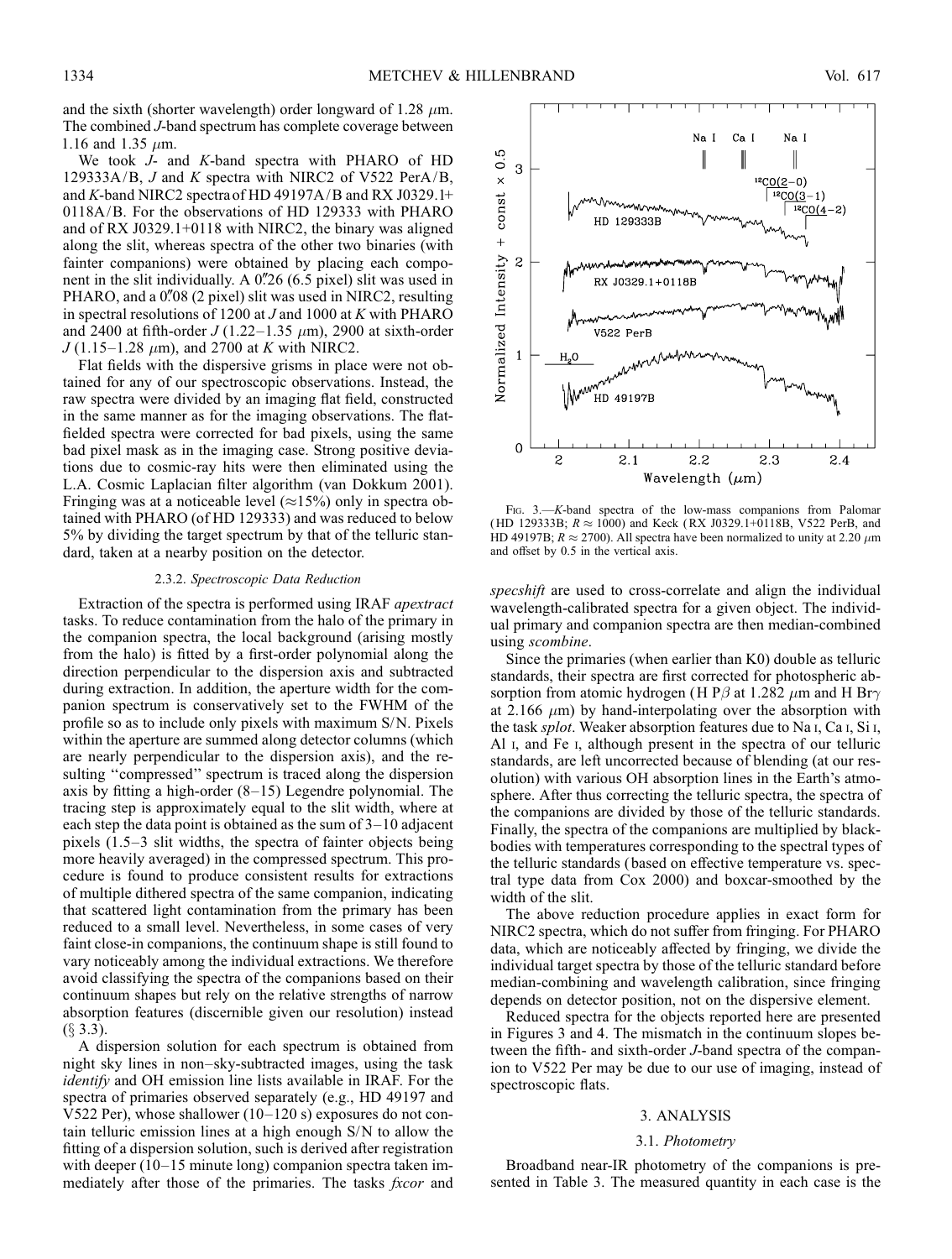and the sixth (shorter wavelength) order longward of 1.28 $\mu$m. The combined $J$-band spectrum has complete coverage between 1.16 and 1.35 $\mu$m.

We took $J$- and $K$-band spectra with PHARO of HD 129333A/B, $J$ and $K$ spectra with NIRC2 of V522 PerA/B, and $K$-band NIRC2 spectra of HD 49197A/B and RX J0329.1+0118A/B. For the observations of HD 129333 with PHARO and of RX J0329.1+0118 with NIRC2, the binary was aligned along the slit, whereas spectra of the other two binaries (with fainter companions) were obtained by placing each component in the slit individually. A 0.″26 (6.5 pixel) slit was used in PHARO, and a 0.″08 (2 pixel) slit was used in NIRC2, resulting in spectral resolutions of 1200 at $J$ and 1000 at $K$ with PHARO and 2400 at fifth-order $J$ (1.22–1.35 $\mu$m), 2900 at sixth-order $J$ (1.15–1.28 $\mu$m), and 2700 at $K$ with NIRC2.

Flat fields with the dispersive grisms in place were not obtained for any of our spectroscopic observations. Instead, the raw spectra were divided by an imaging flat field, constructed in the same manner as for the imaging observations. The flat-fielded spectra were corrected for bad pixels, using the same bad pixel mask as in the imaging case. Strong positive deviations due to cosmic-ray hits were then eliminated using the L.A. Cosmic Laplacian filter algorithm (van Dokkum 2001). Fringing was at a noticeable level ($\approx$15%) only in spectra obtained with PHARO (of HD 129333) and was reduced to below 5% by dividing the target spectrum by that of the telluric standard, taken at a nearby position on the detector.

### 2.3.2. *Spectroscopic Data Reduction*

Extraction of the spectra is performed using IRAF *apextract* tasks. To reduce contamination from the halo of the primary in the companion spectra, the local background (arising mostly from the halo) is fitted by a first-order polynomial along the direction perpendicular to the dispersion axis and subtracted during extraction. In addition, the aperture width for the companion spectrum is conservatively set to the FWHM of the profile so as to include only pixels with maximum S/N. Pixels within the aperture are summed along detector columns (which are nearly perpendicular to the dispersion axis), and the resulting "compressed" spectrum is traced along the dispersion axis by fitting a high-order (8–15) Legendre polynomial. The tracing step is approximately equal to the slit width, where at each step the data point is obtained as the sum of 3–10 adjacent pixels (1.5–3 slit widths, the spectra of fainter objects being more heavily averaged) in the compressed spectrum. This procedure is found to produce consistent results for extractions of multiple dithered spectra of the same companion, indicating that scattered light contamination from the primary has been reduced to a small level. Nevertheless, in some cases of very faint close-in companions, the continuum shape is still found to vary noticeably among the individual extractions. We therefore avoid classifying the spectra of the companions based on their continuum shapes but rely on the relative strengths of narrow absorption features (discernible given our resolution) instead (§ 3.3).

A dispersion solution for each spectrum is obtained from night sky lines in non–sky-subtracted images, using the task *identify* and OH emission line lists available in IRAF. For the spectra of primaries observed separately (e.g., HD 49197 and V522 Per), whose shallower (10–120 s) exposures do not contain telluric emission lines at a high enough S/N to allow the fitting of a dispersion solution, such is derived after registration with deeper (10–15 minute long) companion spectra taken immediately after those of the primaries. The tasks *fxcor* and *specshift* are used to cross-correlate and align the individual wavelength-calibrated spectra for a given object. The individual primary and companion spectra are then median-combined using *scombine*.

Fig. 3.—$K$-band spectra of the low-mass companions from Palomar (HD 129333B; $R \approx 1000$) and Keck (RX J0329.1+0118B, V522 PerB, and HD 49197B; $R \approx 2700$). All spectra have been normalized to unity at 2.20 $\mu$m and offset by 0.5 in the vertical axis.

Since the primaries (when earlier than K0) double as telluric standards, their spectra are first corrected for photospheric absorption from atomic hydrogen (H P$\beta$ at 1.282 $\mu$m and H Br$\gamma$ at 2.166 $\mu$m) by hand-interpolating over the absorption with the task *splot*. Weaker absorption features due to Na I, Ca I, Si I, Al I, and Fe I, although present in the spectra of our telluric standards, are left uncorrected because of blending (at our resolution) with various OH absorption lines in the Earth's atmosphere. After thus correcting the telluric spectra, the spectra of the companions are divided by those of the telluric standards. Finally, the spectra of the companions are multiplied by blackbodies with temperatures corresponding to the spectral types of the telluric standards (based on effective temperature vs. spectral type data from Cox 2000) and boxcar-smoothed by the width of the slit.

The above reduction procedure applies in exact form for NIRC2 spectra, which do not suffer from fringing. For PHARO data, which are noticeably affected by fringing, we divide the individual target spectra by those of the telluric standard before median-combining and wavelength calibration, since fringing depends on detector position, not on the dispersive element.

Reduced spectra for the objects reported here are presented in Figures 3 and 4. The mismatch in the continuum slopes between the fifth- and sixth-order $J$-band spectra of the companion to V522 Per may be due to our use of imaging, instead of spectroscopic flats.

## 3. ANALYSIS

### 3.1. *Photometry*

Broadband near-IR photometry of the companions is presented in Table 3. The measured quantity in each case is the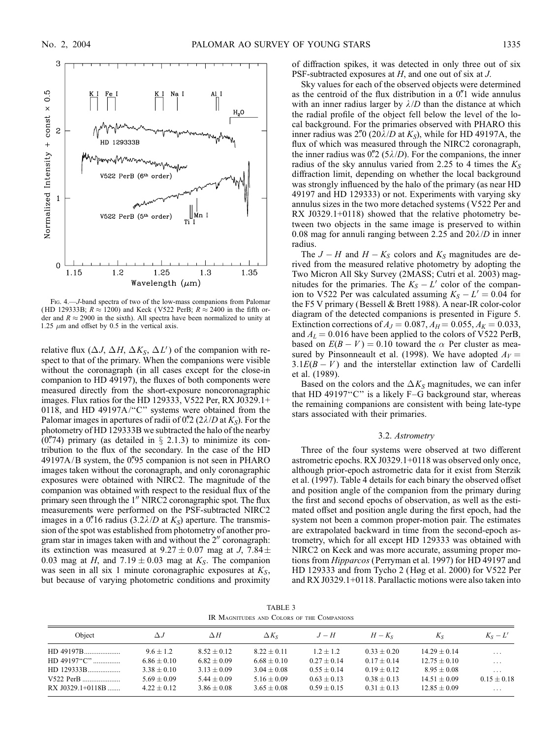Fig. 4.—$J$-band spectra of two of the low-mass companions from Palomar (HD 129333B; $R \approx 1200$) and Keck (V522 PerB; $R \approx 2400$ in the fifth order and $R \approx 2900$ in the sixth). All spectra have been normalized to unity at 1.25 $\mu$m and offset by 0.5 in the vertical axis.

relative flux ($\Delta J$, $\Delta H$, $\Delta K_S$, $\Delta L'$) of the companion with respect to that of the primary. When the companions were visible without the coronagraph (in all cases except for the close-in companion to HD 49197), the fluxes of both components were measured directly from the short-exposure noncoronagraphic images. Flux ratios for the HD 129333, V522 Per, RX J0329.1+0118, and HD 49197A/"C" systems were obtained from the Palomar images in apertures of radii of 0."2 ($2\lambda/D$ at $K_S$). For the photometry of HD 129333B we subtracted the halo of the nearby (0."74) primary (as detailed in § 2.1.3) to minimize its contribution to the flux of the secondary. In the case of the HD 49197A/B system, the 0."95 companion is not seen in PHARO images taken without the coronagraph, and only coronagraphic exposures were obtained with NIRC2. The magnitude of the companion was obtained with respect to the residual flux of the primary seen through the 1" NIRC2 coronagraphic spot. The flux measurements were performed on the PSF-subtracted NIRC2 images in a 0."16 radius ($3.2\lambda/D$ at $K_S$) aperture. The transmission of the spot was established from photometry of another program star in images taken with and without the 2" coronagraph: its extinction was measured at $9.27 \pm 0.07$ mag at $J$, $7.84 \pm 0.03$ mag at $H$, and $7.19 \pm 0.03$ mag at $K_S$. The companion was seen in all six 1 minute coronagraphic exposures at $K_S$, but because of varying photometric conditions and proximity of diffraction spikes, it was detected in only three out of six PSF-subtracted exposures at $H$, and one out of six at $J$.

Sky values for each of the observed objects were determined as the centroid of the flux distribution in a 0."1 wide annulus with an inner radius larger by $\lambda/D$ than the distance at which the radial profile of the object fell below the level of the local background. For the primaries observed with PHARO this inner radius was 2."0 ($20\lambda/D$ at $K_S$), while for HD 49197A, the flux of which was measured through the NIRC2 coronagraph, the inner radius was 0."2 ($5\lambda/D$). For the companions, the inner radius of the sky annulus varied from 2.25 to 4 times the $K_S$ diffraction limit, depending on whether the local background was strongly influenced by the halo of the primary (as near HD 49197 and HD 129333) or not. Experiments with varying sky annulus sizes in the two more detached systems (V522 Per and RX J0329.1+0118) showed that the relative photometry between two objects in the same image is preserved to within 0.08 mag for annuli ranging between 2.25 and $20\lambda/D$ in inner radius.

The $J-H$ and $H-K_S$ colors and $K_S$ magnitudes are derived from the measured relative photometry by adopting the Two Micron All Sky Survey (2MASS; Cutri et al. 2003) magnitudes for the primaries. The $K_S-L'$ color of the companion to V522 Per was calculated assuming $K_S-L'=0.04$ for the F5 V primary (Bessell & Brett 1988). A near-IR color-color diagram of the detected companions is presented in Figure 5. Extinction corrections of $A_J=0.087$, $A_H=0.055$, $A_K=0.033$, and $A_L=0.016$ have been applied to the colors of V522 PerB, based on $E(B-V)=0.10$ toward the $\alpha$ Per cluster as measured by Pinsonneault et al. (1998). We have adopted $A_V = 3.1E(B-V)$ and the interstellar extinction law of Cardelli et al. (1989).

Based on the colors and the $\Delta K_S$ magnitudes, we can infer that HD 49197"C" is a likely F–G background star, whereas the remaining companions are consistent with being late-type stars associated with their primaries.

### 3.2. *Astrometry*

Three of the four systems were observed at two different astrometric epochs. RX J0329.1+0118 was observed only once, although prior-epoch astrometric data for it exist from Sterzik et al. (1997). Table 4 details for each binary the observed offset and position angle of the companion from the primary during the first and second epochs of observation, as well as the estimated offset and position angle during the first epoch, had the system not been a common proper-motion pair. The estimates are extrapolated backward in time from the second-epoch astrometry, which for all except HD 129333 was obtained with NIRC2 on Keck and was more accurate, assuming proper motions from *Hipparcos* (Perryman et al. 1997) for HD 49197 and HD 129333 and from Tycho 2 (Høg et al. 2000) for V522 Per and RX J0329.1+0118. Parallactic motions were also taken into

TABLE 3
IR Magnitudes and Colors of the Companions

| Object | $\Delta J$ | $\Delta H$ | $\Delta K_S$ | $J-H$ | $H-K_S$ | $K_S$ | $K_S-L'$ |
|---|---|---|---|---|---|---|---|
| HD 49197B | $9.6 \pm 1.2$ | $8.52 \pm 0.12$ | $8.22 \pm 0.11$ | $1.2 \pm 1.2$ | $0.33 \pm 0.20$ | $14.29 \pm 0.14$ | ... |
| HD 49197"C" | $6.86 \pm 0.10$ | $6.82 \pm 0.09$ | $6.68 \pm 0.10$ | $0.27 \pm 0.14$ | $0.17 \pm 0.14$ | $12.75 \pm 0.10$ | ... |
| HD 129333B | $3.38 \pm 0.10$ | $3.13 \pm 0.09$ | $3.04 \pm 0.08$ | $0.55 \pm 0.14$ | $0.19 \pm 0.12$ | $8.95 \pm 0.08$ | ... |
| V522 PerB | $5.69 \pm 0.09$ | $5.44 \pm 0.09$ | $5.16 \pm 0.09$ | $0.63 \pm 0.13$ | $0.38 \pm 0.13$ | $14.51 \pm 0.09$ | $0.15 \pm 0.18$ |
| RX J0329.1+0118B | $4.22 \pm 0.12$ | $3.86 \pm 0.08$ | $3.65 \pm 0.08$ | $0.59 \pm 0.15$ | $0.31 \pm 0.13$ | $12.85 \pm 0.09$ | ... |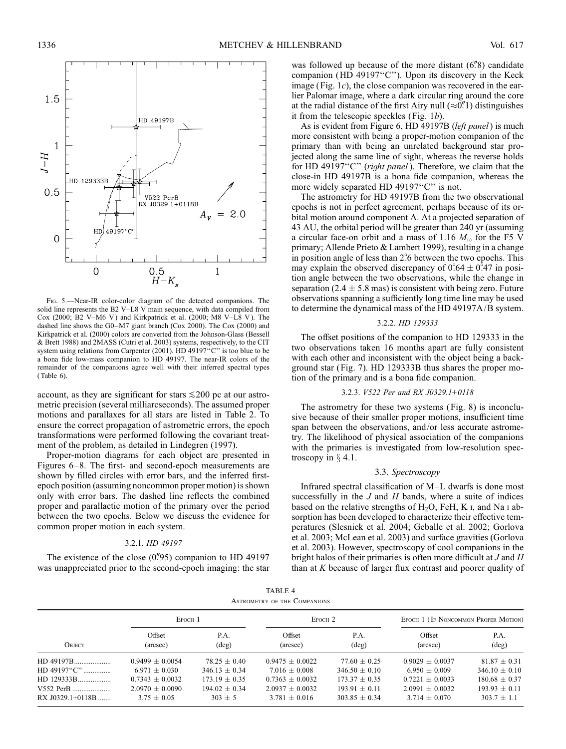FIG. 5.—Near-IR color-color diagram of the detected companions. The solid line represents the B2 V–L8 V main sequence, with data compiled from Cox (2000; B2 V–M6 V) and Kirkpatrick et al. (2000; M8 V–L8 V). The dashed line shows the G0–M7 giant branch (Cox 2000). The Cox (2000) and Kirkpatrick et al. (2000) colors are converted from the Johnson-Glass (Bessell & Brett 1988) and 2MASS (Cutri et al. 2003) systems, respectively, to the CIT system using relations from Carpenter (2001). HD 49197"C" is too blue to be a bona fide low-mass companion to HD 49197. The near-IR colors of the remainder of the companions agree well with their inferred spectral types (Table 6).

account, as they are significant for stars ≲200 pc at our astrometric precision (several milliarcseconds). The assumed proper motions and parallaxes for all stars are listed in Table 2. To ensure the correct propagation of astrometric errors, the epoch transformations were performed following the covariant treatment of the problem, as detailed in Lindegren (1997).

Proper-motion diagrams for each object are presented in Figures 6–8. The first- and second-epoch measurements are shown by filled circles with error bars, and the inferred first-epoch position (assuming noncommon proper motion) is shown only with error bars. The dashed line reflects the combined proper and parallactic motion of the primary over the period between the two epochs. Below we discuss the evidence for common proper motion in each system.

#### 3.2.1. *HD 49197*

The existence of the close (0".95) companion to HD 49197 was unappreciated prior to the second-epoch imaging: the star was followed up because of the more distant (6".8) candidate companion (HD 49197"C"). Upon its discovery in the Keck image (Fig. 1*c*), the close companion was recovered in the earlier Palomar image, where a dark circular ring around the core at the radial distance of the first Airy null (≈0".1) distinguishes it from the telescopic speckles (Fig. 1*b*).

As is evident from Figure 6, HD 49197B (*left panel*) is much more consistent with being a proper-motion companion of the primary than with being an unrelated background star projected along the same line of sight, whereas the reverse holds for HD 49197"C" (*right panel*). Therefore, we claim that the close-in HD 49197B is a bona fide companion, whereas the more widely separated HD 49197"C" is not.

The astrometry for HD 49197B from the two observational epochs is not in perfect agreement, perhaps because of its orbital motion around component A. At a projected separation of 43 AU, the orbital period will be greater than 240 yr (assuming a circular face-on orbit and a mass of 1.16 $M_{\odot}$ for the F5 V primary; Allende Prieto & Lambert 1999), resulting in a change in position angle of less than 2°.6 between the two epochs. This may explain the observed discrepancy of 0°.64 ± 0°.47 in position angle between the two observations, while the change in separation (2.4 ± 5.8 mas) is consistent with being zero. Future observations spanning a sufficiently long time line may be used to determine the dynamical mass of the HD 49197A/B system.

#### 3.2.2. *HD 129333*

The offset positions of the companion to HD 129333 in the two observations taken 16 months apart are fully consistent with each other and inconsistent with the object being a background star (Fig. 7). HD 129333B thus shares the proper motion of the primary and is a bona fide companion.

#### 3.2.3. *V522 Per and RX J0329.1+0118*

The astrometry for these two systems (Fig. 8) is inconclusive because of their smaller proper motions, insufficient time span between the observations, and/or less accurate astrometry. The likelihood of physical association of the companions with the primaries is investigated from low-resolution spectroscopy in § 4.1.

### 3.3. *Spectroscopy*

Infrared spectral classification of M–L dwarfs is done most successfully in the *J* and *H* bands, where a suite of indices based on the relative strengths of $H_2O$, FeH, K I, and Na I absorption has been developed to characterize their effective temperatures (Slesnick et al. 2004; Geballe et al. 2002; Gorlova et al. 2003; McLean et al. 2003) and surface gravities (Gorlova et al. 2003). However, spectroscopy of cool companions in the bright halos of their primaries is often more difficult at *J* and *H* than at *K* because of larger flux contrast and poorer quality of

TABLE 4
ASTROMETRY OF THE COMPANIONS

| | Epoch 1 | | Epoch 2 | | Epoch 1 (If Noncommon Proper Motion) | |
|---|---|---|---|---|---|---|
| Object | Offset (arcsec) | P.A. (deg) | Offset (arcsec) | P.A. (deg) | Offset (arcsec) | P.A. (deg) |
| HD 49197B | 0.9499 ± 0.0054 | 78.25 ± 0.40 | 0.9475 ± 0.0022 | 77.60 ± 0.25 | 0.9029 ± 0.0037 | 81.87 ± 0.31 |
| HD 49197"C" | 6.971 ± 0.030 | 346.13 ± 0.34 | 7.016 ± 0.008 | 346.50 ± 0.10 | 6.950 ± 0.009 | 346.10 ± 0.10 |
| HD 129333B | 0.7343 ± 0.0032 | 173.19 ± 0.35 | 0.7363 ± 0.0032 | 173.37 ± 0.35 | 0.7221 ± 0.0033 | 180.68 ± 0.37 |
| V552 PerB | 2.0970 ± 0.0090 | 194.02 ± 0.34 | 2.0937 ± 0.0032 | 193.91 ± 0.11 | 2.0991 ± 0.0032 | 193.93 ± 0.11 |
| RX J0329.1+0118B | 3.75 ± 0.05 | 303 ± 5 | 3.781 ± 0.016 | 303.85 ± 0.34 | 3.714 ± 0.070 | 303.7 ± 1.1 |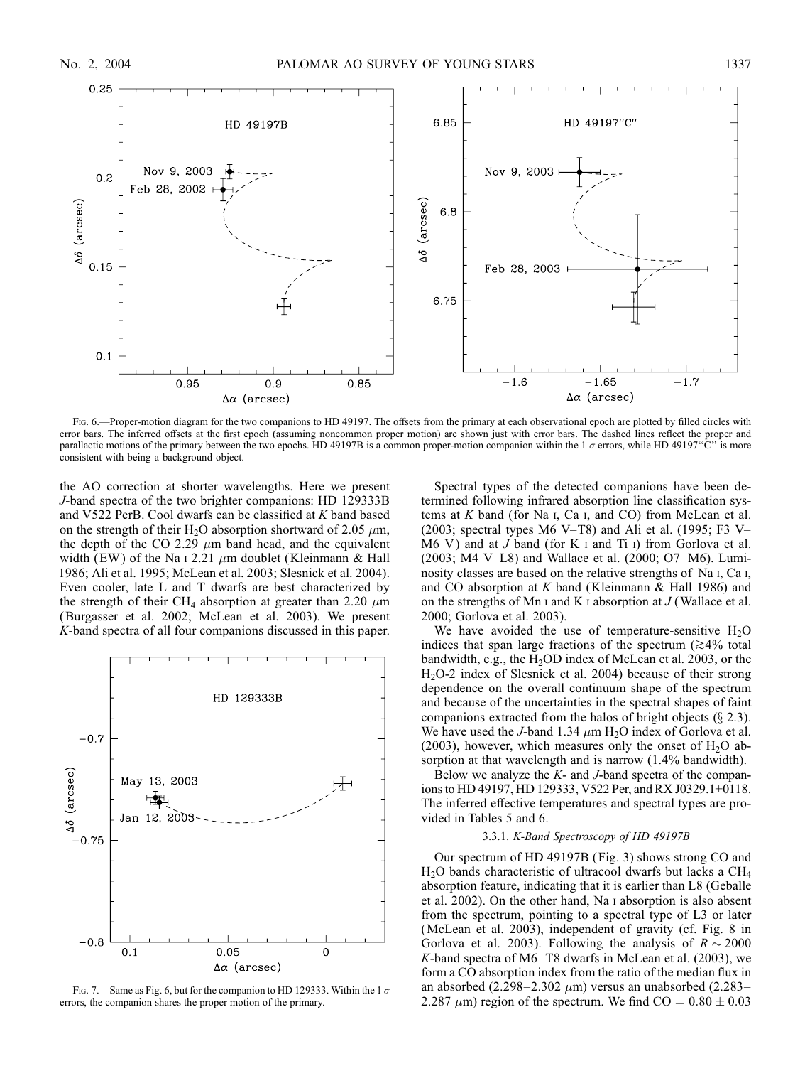Fig. 6.—Proper-motion diagram for the two companions to HD 49197. The offsets from the primary at each observational epoch are plotted by filled circles with error bars. The inferred offsets at the first epoch (assuming noncommon proper motion) are shown just with error bars. The dashed lines reflect the proper and parallactic motions of the primary between the two epochs. HD 49197B is a common proper-motion companion within the 1 $\sigma$ errors, while HD 49197"C" is more consistent with being a background object.

the AO correction at shorter wavelengths. Here we present *J*-band spectra of the two brighter companions: HD 129333B and V522 PerB. Cool dwarfs can be classified at *K* band based on the strength of their $H_2O$ absorption shortward of 2.05 $\mu$m, the depth of the CO 2.29 $\mu$m band head, and the equivalent width (EW) of the Na I 2.21 $\mu$m doublet (Kleinmann & Hall 1986; Ali et al. 1995; McLean et al. 2003; Slesnick et al. 2004). Even cooler, late L and T dwarfs are best characterized by the strength of their $CH_4$ absorption at greater than 2.20 $\mu$m (Burgasser et al. 2002; McLean et al. 2003). We present *K*-band spectra of all four companions discussed in this paper.

Fig. 7.—Same as Fig. 6, but for the companion to HD 129333. Within the 1 $\sigma$ errors, the companion shares the proper motion of the primary.

Spectral types of the detected companions have been determined following infrared absorption line classification systems at *K* band (for Na I, Ca I, and CO) from McLean et al. (2003; spectral types M6 V–T8) and Ali et al. (1995; F3 V–M6 V) and at *J* band (for K I and Ti I) from Gorlova et al. (2003; M4 V–L8) and Wallace et al. (2000; O7–M6). Luminosity classes are based on the relative strengths of Na I, Ca I, and CO absorption at *K* band (Kleinmann & Hall 1986) and on the strengths of Mn I and K I absorption at *J* (Wallace et al. 2000; Gorlova et al. 2003).

We have avoided the use of temperature-sensitive $H_2O$ indices that span large fractions of the spectrum ($\gtrsim$4% total bandwidth, e.g., the $H_2OD$ index of McLean et al. 2003, or the $H_2O$-2 index of Slesnick et al. 2004) because of their strong dependence on the overall continuum shape of the spectrum and because of the uncertainties in the spectral shapes of faint companions extracted from the halos of bright objects (§ 2.3). We have used the *J*-band 1.34 $\mu$m $H_2O$ index of Gorlova et al. (2003), however, which measures only the onset of $H_2O$ absorption at that wavelength and is narrow (1.4% bandwidth).

Below we analyze the *K*- and *J*-band spectra of the companions to HD 49197, HD 129333, V522 Per, and RX J0329.1+0118. The inferred effective temperatures and spectral types are provided in Tables 5 and 6.

### 3.3.1. *K-Band Spectroscopy of HD 49197B*

Our spectrum of HD 49197B (Fig. 3) shows strong CO and $H_2O$ bands characteristic of ultracool dwarfs but lacks a $CH_4$ absorption feature, indicating that it is earlier than L8 (Geballe et al. 2002). On the other hand, Na I absorption is also absent from the spectrum, pointing to a spectral type of L3 or later (McLean et al. 2003), independent of gravity (cf. Fig. 8 in Gorlova et al. 2003). Following the analysis of $R \sim 2000$ *K*-band spectra of M6–T8 dwarfs in McLean et al. (2003), we form a CO absorption index from the ratio of the median flux in an absorbed (2.298–2.302 $\mu$m) versus an unabsorbed (2.283–2.287 $\mu$m) region of the spectrum. We find CO = 0.80 ± 0.03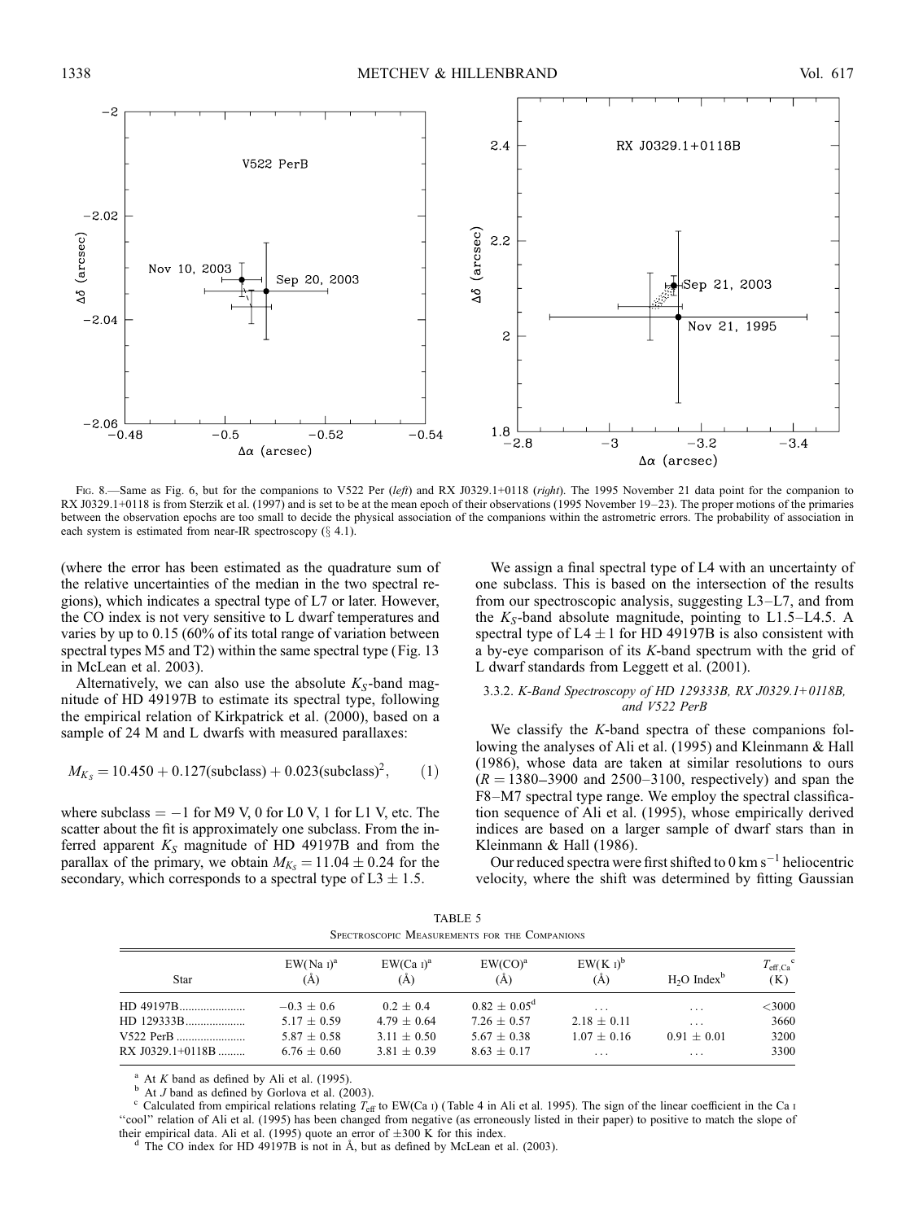Fig. 8.—Same as Fig. 6, but for the companions to V522 Per (*left*) and RX J0329.1+0118 (*right*). The 1995 November 21 data point for the companion to RX J0329.1+0118 is from Sterzik et al. (1997) and is set to be at the mean epoch of their observations (1995 November 19–23). The proper motions of the primaries between the observation epochs are too small to decide the physical association of the companions within the astrometric errors. The probability of association in each system is estimated from near-IR spectroscopy (§ 4.1).

(where the error has been estimated as the quadrature sum of the relative uncertainties of the median in the two spectral regions), which indicates a spectral type of L7 or later. However, the CO index is not very sensitive to L dwarf temperatures and varies by up to 0.15 (60% of its total range of variation between spectral types M5 and T2) within the same spectral type (Fig. 13 in McLean et al. 2003).

Alternatively, we can also use the absolute $K_S$-band magnitude of HD 49197B to estimate its spectral type, following the empirical relation of Kirkpatrick et al. (2000), based on a sample of 24 M and L dwarfs with measured parallaxes:

$$M_{K_S} = 10.450 + 0.127(\text{subclass}) + 0.023(\text{subclass})^2, \qquad (1)$$

where subclass = −1 for M9 V, 0 for L0 V, 1 for L1 V, etc. The scatter about the fit is approximately one subclass. From the inferred apparent $K_S$ magnitude of HD 49197B and from the parallax of the primary, we obtain $M_{K_S} = 11.04 \pm 0.24$ for the secondary, which corresponds to a spectral type of L3 ± 1.5.

We assign a final spectral type of L4 with an uncertainty of one subclass. This is based on the intersection of the results from our spectroscopic analysis, suggesting L3–L7, and from the $K_S$-band absolute magnitude, pointing to L1.5–L4.5. A spectral type of L4 ± 1 for HD 49197B is also consistent with a by-eye comparison of its *K*-band spectrum with the grid of L dwarf standards from Leggett et al. (2001).

### 3.3.2. *K-Band Spectroscopy of HD 129333B, RX J0329.1+0118B, and V522 PerB*

We classify the *K*-band spectra of these companions following the analyses of Ali et al. (1995) and Kleinmann & Hall (1986), whose data are taken at similar resolutions to ours ($R = 1380$–$3900$ and $2500$–$3100$, respectively) and span the F8–M7 spectral type range. We employ the spectral classification sequence of Ali et al. (1995), whose empirically derived indices are based on a larger sample of dwarf stars than in Kleinmann & Hall (1986).

Our reduced spectra were first shifted to 0 km s$^{-1}$ heliocentric velocity, where the shift was determined by fitting Gaussian

TABLE 5
Spectroscopic Measurements for the Companions

| Star | EW(Na I)[a] (Å) | EW(Ca I)[a] (Å) | EW(CO)[a] (Å) | EW(K I)[b] (Å) | $H_2O$ Index[b] | $T_{\text{eff,Ca}}$[c] (K) |
|---|---|---|---|---|---|---|
| HD 49197B | −0.3 ± 0.6 | 0.2 ± 0.4 | 0.82 ± 0.05[d] | ... | ... | <3000 |
| HD 129333B | 5.17 ± 0.59 | 4.79 ± 0.64 | 7.26 ± 0.57 | 2.18 ± 0.11 | ... | 3660 |
| V522 PerB | 5.87 ± 0.58 | 3.11 ± 0.50 | 5.67 ± 0.38 | 1.07 ± 0.16 | 0.91 ± 0.01 | 3200 |
| RX J0329.1+0118B | 6.76 ± 0.60 | 3.81 ± 0.39 | 8.63 ± 0.17 | ... | ... | 3300 |

[a] At *K* band as defined by Ali et al. (1995).
[b] At *J* band as defined by Gorlova et al. (2003).
[c] Calculated from empirical relations relating $T_{\text{eff}}$ to EW(Ca I) (Table 4 in Ali et al. 1995). The sign of the linear coefficient in the Ca I "cool" relation of Ali et al. (1995) has been changed from negative (as erroneously listed in their paper) to positive to match the slope of their empirical data. Ali et al. (1995) quote an error of ±300 K for this index.
[d] The CO index for HD 49197B is not in Å, but as defined by McLean et al. (2003).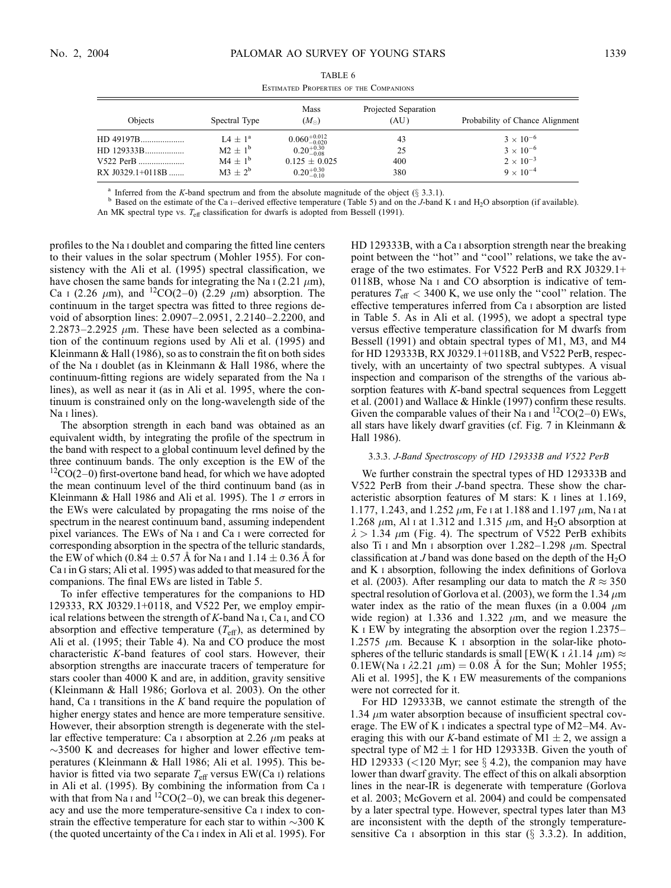TABLE 6

Estimated Properties of the Companions

| Objects | Spectral Type | Mass ($M_\odot$) | Projected Separation (AU) | Probability of Chance Alignment |
|---|---|---|---|---|
| HD 49197B | L4 ± 1[a] | $0.060^{+0.012}_{-0.020}$ | 43 | $3 \times 10^{-6}$ |
| HD 129333B | M2 ± 1[b] | $0.20^{+0.30}_{-0.08}$ | 25 | $3 \times 10^{-6}$ |
| V522 PerB | M4 ± 1[b] | $0.125 \pm 0.025$ | 400 | $2 \times 10^{-3}$ |
| RX J0329.1+0118B | M3 ± 2[b] | $0.20^{+0.30}_{-0.10}$ | 380 | $9 \times 10^{-4}$ |

[a] Inferred from the *K*-band spectrum and from the absolute magnitude of the object (§ 3.3.1).

[b] Based on the estimate of the Ca I–derived effective temperature (Table 5) and on the *J*-band K I and $H_2O$ absorption (if available). An MK spectral type vs. $T_{\rm eff}$ classification for dwarfs is adopted from Bessell (1991).

profiles to the Na I doublet and comparing the fitted line centers to their values in the solar spectrum (Mohler 1955). For consistency with the Ali et al. (1995) spectral classification, we have chosen the same bands for integrating the Na I (2.21 μm), Ca I (2.26 μm), and $^{12}$CO(2–0) (2.29 μm) absorption. The continuum in the target spectra was fitted to three regions devoid of absorption lines: 2.0907–2.0951, 2.2140–2.2200, and 2.2873–2.2925 μm. These have been selected as a combination of the continuum regions used by Ali et al. (1995) and Kleinmann & Hall (1986), so as to constrain the fit on both sides of the Na I doublet (as in Kleinmann & Hall 1986, where the continuum-fitting regions are widely separated from the Na I lines), as well as near it (as in Ali et al. 1995, where the continuum is constrained only on the long-wavelength side of the Na I lines).

The absorption strength in each band was obtained as an equivalent width, by integrating the profile of the spectrum in the band with respect to a global continuum level defined by the three continuum bands. The only exception is the EW of the $^{12}$CO(2–0) first-overtone band head, for which we have adopted the mean continuum level of the third continuum band (as in Kleinmann & Hall 1986 and Ali et al. 1995). The 1 $\sigma$ errors in the EWs were calculated by propagating the rms noise of the spectrum in the nearest continuum band, assuming independent pixel variances. The EWs of Na I and Ca I were corrected for corresponding absorption in the spectra of the telluric standards, the EW of which (0.84 ± 0.57 Å for Na I and 1.14 ± 0.36 Å for Ca I in G stars; Ali et al. 1995) was added to that measured for the companions. The final EWs are listed in Table 5.

To infer effective temperatures for the companions to HD 129333, RX J0329.1+0118, and V522 Per, we employ empirical relations between the strength of *K*-band Na I, Ca I, and CO absorption and effective temperature ($T_{\rm eff}$), as determined by Ali et al. (1995; their Table 4). Na and CO produce the most characteristic *K*-band features of cool stars. However, their absorption strengths are inaccurate tracers of temperature for stars cooler than 4000 K and are, in addition, gravity sensitive (Kleinmann & Hall 1986; Gorlova et al. 2003). On the other hand, Ca I transitions in the *K* band require the population of higher energy states and hence are more temperature sensitive. However, their absorption strength is degenerate with the stellar effective temperature: Ca I absorption at 2.26 μm peaks at ~3500 K and decreases for higher and lower effective temperatures (Kleinmann & Hall 1986; Ali et al. 1995). This behavior is fitted via two separate $T_{\rm eff}$ versus EW(Ca I) relations in Ali et al. (1995). By combining the information from Ca I with that from Na I and $^{12}$CO(2–0), we can break this degeneracy and use the more temperature-sensitive Ca I index to constrain the effective temperature for each star to within ~300 K (the quoted uncertainty of the Ca I index in Ali et al. 1995). For HD 129333B, with a Ca I absorption strength near the breaking point between the "hot" and "cool" relations, we take the average of the two estimates. For V522 PerB and RX J0329.1+0118B, whose Na I and CO absorption is indicative of temperatures $T_{\rm eff} < 3400$ K, we use only the "cool" relation. The effective temperatures inferred from Ca I absorption are listed in Table 5. As in Ali et al. (1995), we adopt a spectral type versus effective temperature classification for M dwarfs from Bessell (1991) and obtain spectral types of M1, M3, and M4 for HD 129333B, RX J0329.1+0118B, and V522 PerB, respectively, with an uncertainty of two spectral subtypes. A visual inspection and comparison of the strengths of the various absorption features with *K*-band spectral sequences from Leggett et al. (2001) and Wallace & Hinkle (1997) confirm these results. Given the comparable values of their Na I and $^{12}$CO(2–0) EWs, all stars have likely dwarf gravities (cf. Fig. 7 in Kleinmann & Hall 1986).

#### 3.3.3. *J-Band Spectroscopy of HD 129333B and V522 PerB*

We further constrain the spectral types of HD 129333B and V522 PerB from their *J*-band spectra. These show the characteristic absorption features of M stars: K I lines at 1.169, 1.177, 1.243, and 1.252 μm, Fe I at 1.188 and 1.197 μm, Na I at 1.268 μm, Al I at 1.312 and 1.315 μm, and $H_2O$ absorption at $\lambda > 1.34$ μm (Fig. 4). The spectrum of V522 PerB exhibits also Ti I and Mn I absorption over 1.282–1.298 μm. Spectral classification at *J* band was done based on the depth of the $H_2O$ and K I absorption, following the index definitions of Gorlova et al. (2003). After resampling our data to match the $R \approx 350$ spectral resolution of Gorlova et al. (2003), we form the 1.34 μm water index as the ratio of the mean fluxes (in a 0.004 μm wide region) at 1.336 and 1.322 μm, and we measure the K I EW by integrating the absorption over the region 1.2375–1.2575 μm. Because K I absorption in the solar-like photospheres of the telluric standards is small [EW(K I λ1.14 μm) ≈ 0.1EW(Na I λ2.21 μm) = 0.08 Å for the Sun; Mohler 1955; Ali et al. 1995], the K I EW measurements of the companions were not corrected for it.

For HD 129333B, we cannot estimate the strength of the 1.34 μm water absorption because of insufficient spectral coverage. The EW of K I indicates a spectral type of M2–M4. Averaging this with our *K*-band estimate of M1 ± 2, we assign a spectral type of M2 ± 1 for HD 129333B. Given the youth of HD 129333 (<120 Myr; see § 4.2), the companion may have lower than dwarf gravity. The effect of this on alkali absorption lines in the near-IR is degenerate with temperature (Gorlova et al. 2003; McGovern et al. 2004) and could be compensated by a later spectral type. However, spectral types later than M3 are inconsistent with the depth of the strongly temperature-sensitive Ca I absorption in this star (§ 3.3.2). In addition,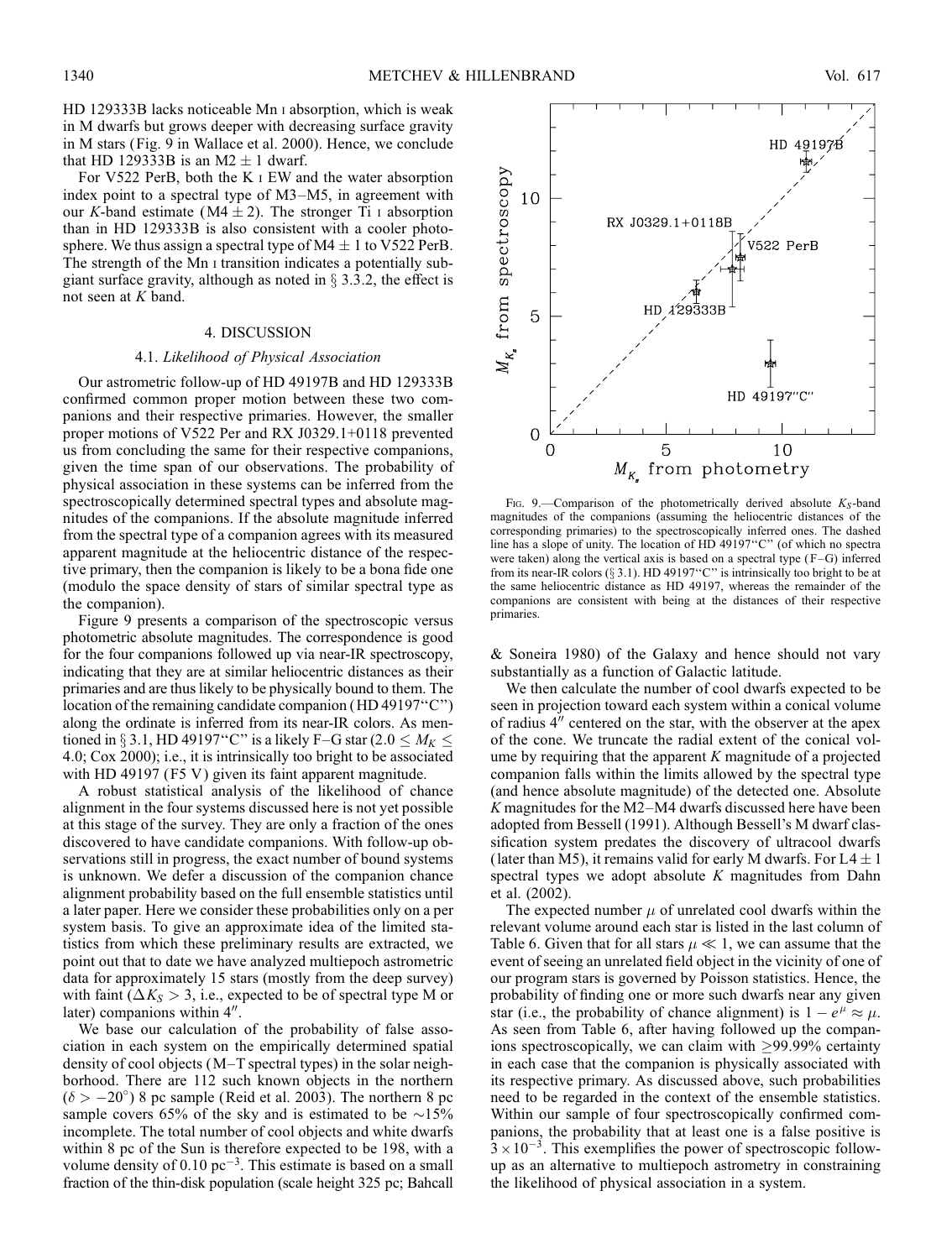HD 129333B lacks noticeable Mn I absorption, which is weak in M dwarfs but grows deeper with decreasing surface gravity in M stars (Fig. 9 in Wallace et al. 2000). Hence, we conclude that HD 129333B is an M2 ± 1 dwarf.

For V522 PerB, both the K I EW and the water absorption index point to a spectral type of M3–M5, in agreement with our $K$-band estimate (M4 ± 2). The stronger Ti I absorption than in HD 129333B is also consistent with a cooler photosphere. We thus assign a spectral type of M4 ± 1 to V522 PerB. The strength of the Mn I transition indicates a potentially subgiant surface gravity, although as noted in § 3.3.2, the effect is not seen at $K$ band.

## 4. DISCUSSION

### 4.1. *Likelihood of Physical Association*

Our astrometric follow-up of HD 49197B and HD 129333B confirmed common proper motion between these two companions and their respective primaries. However, the smaller proper motions of V522 Per and RX J0329.1+0118 prevented us from concluding the same for their respective companions, given the time span of our observations. The probability of physical association in these systems can be inferred from the spectroscopically determined spectral types and absolute magnitudes of the companions. If the absolute magnitude inferred from the spectral type of a companion agrees with its measured apparent magnitude at the heliocentric distance of the respective primary, then the companion is likely to be a bona fide one (modulo the space density of stars of similar spectral type as the companion).

Figure 9 presents a comparison of the spectroscopic versus photometric absolute magnitudes. The correspondence is good for the four companions followed up via near-IR spectroscopy, indicating that they are at similar heliocentric distances as their primaries and are thus likely to be physically bound to them. The location of the remaining candidate companion (HD 49197"C") along the ordinate is inferred from its near-IR colors. As mentioned in § 3.1, HD 49197"C" is a likely F–G star ($2.0 \leq M_K \leq 4.0$; Cox 2000); i.e., it is intrinsically too bright to be associated with HD 49197 (F5 V) given its faint apparent magnitude.

A robust statistical analysis of the likelihood of chance alignment in the four systems discussed here is not yet possible at this stage of the survey. They are only a fraction of the ones discovered to have candidate companions. With follow-up observations still in progress, the exact number of bound systems is unknown. We defer a discussion of the companion chance alignment probability based on the full ensemble statistics until a later paper. Here we consider these probabilities only on a per system basis. To give an approximate idea of the limited statistics from which these preliminary results are extracted, we point out that to date we have analyzed multiepoch astrometric data for approximately 15 stars (mostly from the deep survey) with faint ($\Delta K_S > 3$, i.e., expected to be of spectral type M or later) companions within 4″.

We base our calculation of the probability of false association in each system on the empirically determined spatial density of cool objects (M–T spectral types) in the solar neighborhood. There are 112 such known objects in the northern ($\delta > -20°$) 8 pc sample (Reid et al. 2003). The northern 8 pc sample covers 65% of the sky and is estimated to be ~15% incomplete. The total number of cool objects and white dwarfs within 8 pc of the Sun is therefore expected to be 198, with a volume density of 0.10 pc$^{-3}$. This estimate is based on a small fraction of the thin-disk population (scale height 325 pc; Bahcall & Soneira 1980) of the Galaxy and hence should not vary substantially as a function of Galactic latitude.

Fig. 9.—Comparison of the photometrically derived absolute $K_S$-band magnitudes of the companions (assuming the heliocentric distances of the corresponding primaries) to the spectroscopically inferred ones. The dashed line has a slope of unity. The location of HD 49197"C" (of which no spectra were taken) along the vertical axis is based on a spectral type (F–G) inferred from its near-IR colors (§ 3.1). HD 49197"C" is intrinsically too bright to be at the same heliocentric distance as HD 49197, whereas the remainder of the companions are consistent with being at the distances of their respective primaries.

We then calculate the number of cool dwarfs expected to be seen in projection toward each system within a conical volume of radius 4″ centered on the star, with the observer at the apex of the cone. We truncate the radial extent of the conical volume by requiring that the apparent $K$ magnitude of a projected companion falls within the limits allowed by the spectral type (and hence absolute magnitude) of the detected one. Absolute $K$ magnitudes for the M2–M4 dwarfs discussed here have been adopted from Bessell (1991). Although Bessell's M dwarf classification system predates the discovery of ultracool dwarfs (later than M5), it remains valid for early M dwarfs. For L4 ± 1 spectral types we adopt absolute $K$ magnitudes from Dahn et al. (2002).

The expected number $\mu$ of unrelated cool dwarfs within the relevant volume around each star is listed in the last column of Table 6. Given that for all stars $\mu \ll 1$, we can assume that the event of seeing an unrelated field object in the vicinity of one of our program stars is governed by Poisson statistics. Hence, the probability of finding one or more such dwarfs near any given star (i.e., the probability of chance alignment) is $1 - e^{\mu} \approx \mu$. As seen from Table 6, after having followed up the companions spectroscopically, we can claim with ≥99.99% certainty in each case that the companion is physically associated with its respective primary. As discussed above, such probabilities need to be regarded in the context of the ensemble statistics. Within our sample of four spectroscopically confirmed companions, the probability that at least one is a false positive is $3 \times 10^{-3}$. This exemplifies the power of spectroscopic follow-up as an alternative to multiepoch astrometry in constraining the likelihood of physical association in a system.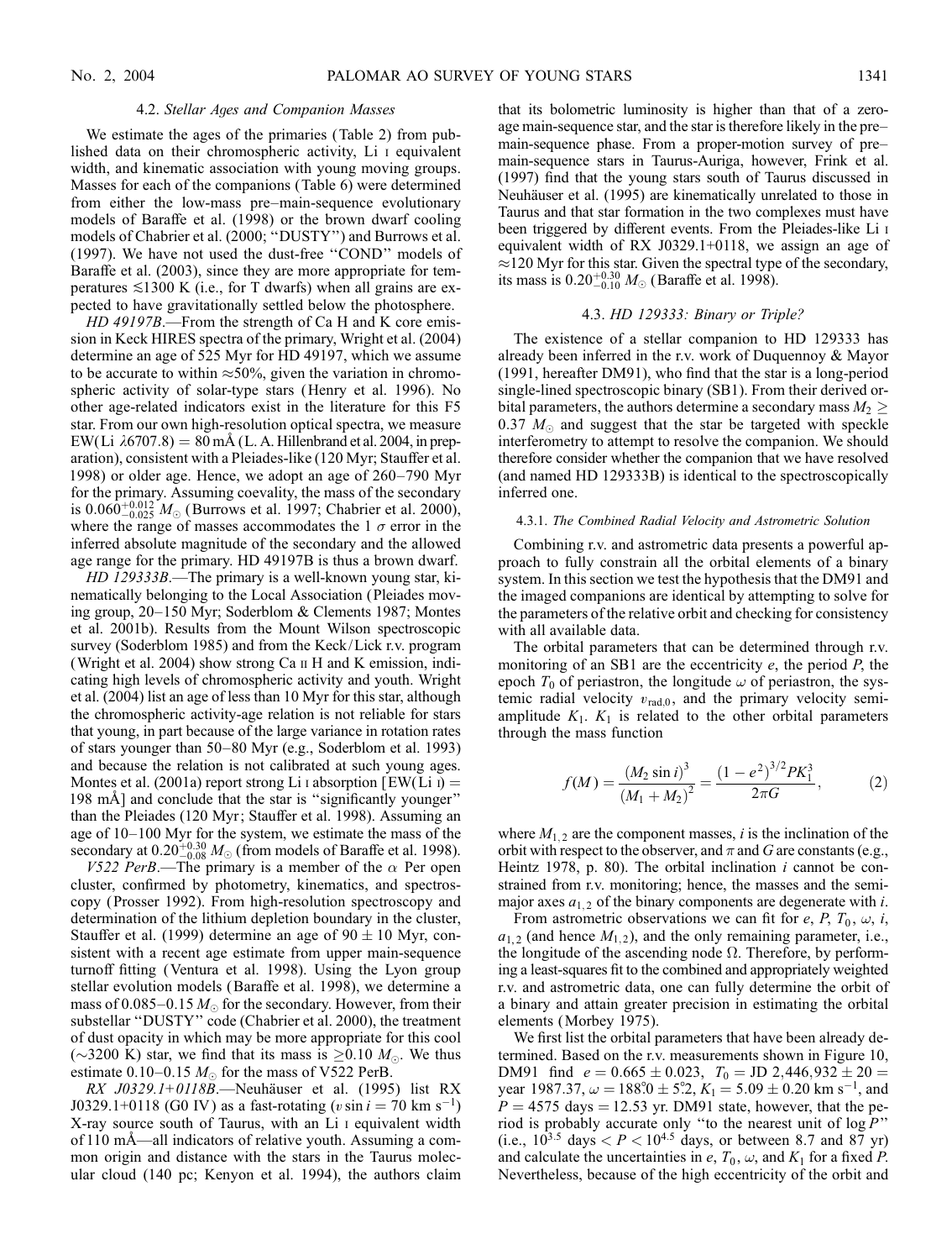### 4.2. *Stellar Ages and Companion Masses*

We estimate the ages of the primaries (Table 2) from published data on their chromospheric activity, Li I equivalent width, and kinematic association with young moving groups. Masses for each of the companions (Table 6) were determined from either the low-mass pre–main-sequence evolutionary models of Baraffe et al. (1998) or the brown dwarf cooling models of Chabrier et al. (2000; "DUSTY") and Burrows et al. (1997). We have not used the dust-free "COND" models of Baraffe et al. (2003), since they are more appropriate for temperatures $\lesssim$1300 K (i.e., for T dwarfs) when all grains are expected to have gravitationally settled below the photosphere.

*HD 49197B*.—From the strength of Ca H and K core emission in Keck HIRES spectra of the primary, Wright et al. (2004) determine an age of 525 Myr for HD 49197, which we assume to be accurate to within $\approx$50%, given the variation in chromospheric activity of solar-type stars (Henry et al. 1996). No other age-related indicators exist in the literature for this F5 star. From our own high-resolution optical spectra, we measure EW(Li $\lambda$6707.8) = 80 mÅ (L. A. Hillenbrand et al. 2004, in preparation), consistent with a Pleiades-like (120 Myr; Stauffer et al. 1998) or older age. Hence, we adopt an age of 260–790 Myr for the primary. Assuming coevality, the mass of the secondary is $0.060^{+0.012}_{-0.025}\ M_\odot$ (Burrows et al. 1997; Chabrier et al. 2000), where the range of masses accommodates the 1 $\sigma$ error in the inferred absolute magnitude of the secondary and the allowed age range for the primary. HD 49197B is thus a brown dwarf.

*HD 129333B*.—The primary is a well-known young star, kinematically belonging to the Local Association (Pleiades moving group, 20–150 Myr; Soderblom & Clements 1987; Montes et al. 2001b). Results from the Mount Wilson spectroscopic survey (Soderblom 1985) and from the Keck/Lick r.v. program (Wright et al. 2004) show strong Ca II H and K emission, indicating high levels of chromospheric activity and youth. Wright et al. (2004) list an age of less than 10 Myr for this star, although the chromospheric activity-age relation is not reliable for stars that young, in part because of the large variance in rotation rates of stars younger than 50–80 Myr (e.g., Soderblom et al. 1993) and because the relation is not calibrated at such young ages. Montes et al. (2001a) report strong Li I absorption [EW(Li I) = 198 mÅ] and conclude that the star is "significantly younger" than the Pleiades (120 Myr; Stauffer et al. 1998). Assuming an age of 10–100 Myr for the system, we estimate the mass of the secondary at $0.20^{+0.30}_{-0.08}\ M_\odot$ (from models of Baraffe et al. 1998).

*V522 PerB*.—The primary is a member of the $\alpha$ Per open cluster, confirmed by photometry, kinematics, and spectroscopy (Prosser 1992). From high-resolution spectroscopy and determination of the lithium depletion boundary in the cluster, Stauffer et al. (1999) determine an age of $90 \pm 10$ Myr, consistent with a recent age estimate from upper main-sequence turnoff fitting (Ventura et al. 1998). Using the Lyon group stellar evolution models (Baraffe et al. 1998), we determine a mass of 0.085–0.15 $M_\odot$ for the secondary. However, from their substellar "DUSTY" code (Chabrier et al. 2000), the treatment of dust opacity in which may be more appropriate for this cool ($\sim$3200 K) star, we find that its mass is $\geq$0.10 $M_\odot$. We thus estimate 0.10–0.15 $M_\odot$ for the mass of V522 PerB.

*RX J0329.1+0118B*.—Neuhäuser et al. (1995) list RX J0329.1+0118 (G0 IV) as a fast-rotating ($v \sin i = 70$ km s$^{-1}$) X-ray source south of Taurus, with an Li I equivalent width of 110 mÅ—all indicators of relative youth. Assuming a common origin and distance with the stars in the Taurus molecular cloud (140 pc; Kenyon et al. 1994), the authors claim that its bolometric luminosity is higher than that of a zero-age main-sequence star, and the star is therefore likely in the pre–main-sequence phase. From a proper-motion survey of pre–main-sequence stars in Taurus-Auriga, however, Frink et al. (1997) find that the young stars south of Taurus discussed in Neuhäuser et al. (1995) are kinematically unrelated to those in Taurus and that star formation in the two complexes must have been triggered by different events. From the Pleiades-like Li I equivalent width of RX J0329.1+0118, we assign an age of $\approx$120 Myr for this star. Given the spectral type of the secondary, its mass is $0.20^{+0.30}_{-0.10}\ M_\odot$ (Baraffe et al. 1998).

### 4.3. *HD 129333: Binary or Triple?*

The existence of a stellar companion to HD 129333 has already been inferred in the r.v. work of Duquennoy & Mayor (1991, hereafter DM91), who find that the star is a long-period single-lined spectroscopic binary (SB1). From their derived orbital parameters, the authors determine a secondary mass $M_2 \geq 0.37\ M_\odot$ and suggest that the star be targeted with speckle interferometry to attempt to resolve the companion. We should therefore consider whether the companion that we have resolved (and named HD 129333B) is identical to the spectroscopically inferred one.

#### 4.3.1. *The Combined Radial Velocity and Astrometric Solution*

Combining r.v. and astrometric data presents a powerful approach to fully constrain all the orbital elements of a binary system. In this section we test the hypothesis that the DM91 and the imaged companions are identical by attempting to solve for the parameters of the relative orbit and checking for consistency with all available data.

The orbital parameters that can be determined through r.v. monitoring of an SB1 are the eccentricity $e$, the period $P$, the epoch $T_0$ of periastron, the longitude $\omega$ of periastron, the systemic radial velocity $v_{\rm rad,0}$, and the primary velocity semi-amplitude $K_1$. $K_1$ is related to the other orbital parameters through the mass function

$$f(M) = \frac{(M_2 \sin i)^3}{(M_1 + M_2)^2} = \frac{(1 - e^2)^{3/2} P K_1^3}{2\pi G}, \qquad (2)$$

where $M_{1,2}$ are the component masses, $i$ is the inclination of the orbit with respect to the observer, and $\pi$ and $G$ are constants (e.g., Heintz 1978, p. 80). The orbital inclination $i$ cannot be constrained from r.v. monitoring; hence, the masses and the semi-major axes $a_{1,2}$ of the binary components are degenerate with $i$.

From astrometric observations we can fit for $e$, $P$, $T_0$, $\omega$, $i$, $a_{1,2}$ (and hence $M_{1,2}$), and the only remaining parameter, i.e., the longitude of the ascending node $\Omega$. Therefore, by performing a least-squares fit to the combined and appropriately weighted r.v. and astrometric data, one can fully determine the orbit of a binary and attain greater precision in estimating the orbital elements (Morbey 1975).

We first list the orbital parameters that have been already determined. Based on the r.v. measurements shown in Figure 10, DM91 find $e = 0.665 \pm 0.023$, $T_0$ = JD 2,446,932 $\pm$ 20 = year 1987.37, $\omega = 188\overset{\circ}{.}0 \pm 5\overset{\circ}{.}2$, $K_1 = 5.09 \pm 0.20$ km s$^{-1}$, and $P$ = 4575 days = 12.53 yr. DM91 state, however, that the period is probably accurate only "to the nearest unit of log $P$" (i.e., $10^{3.5}$ days $< P < 10^{4.5}$ days, or between 8.7 and 87 yr) and calculate the uncertainties in $e$, $T_0$, $\omega$, and $K_1$ for a fixed $P$. Nevertheless, because of the high eccentricity of the orbit and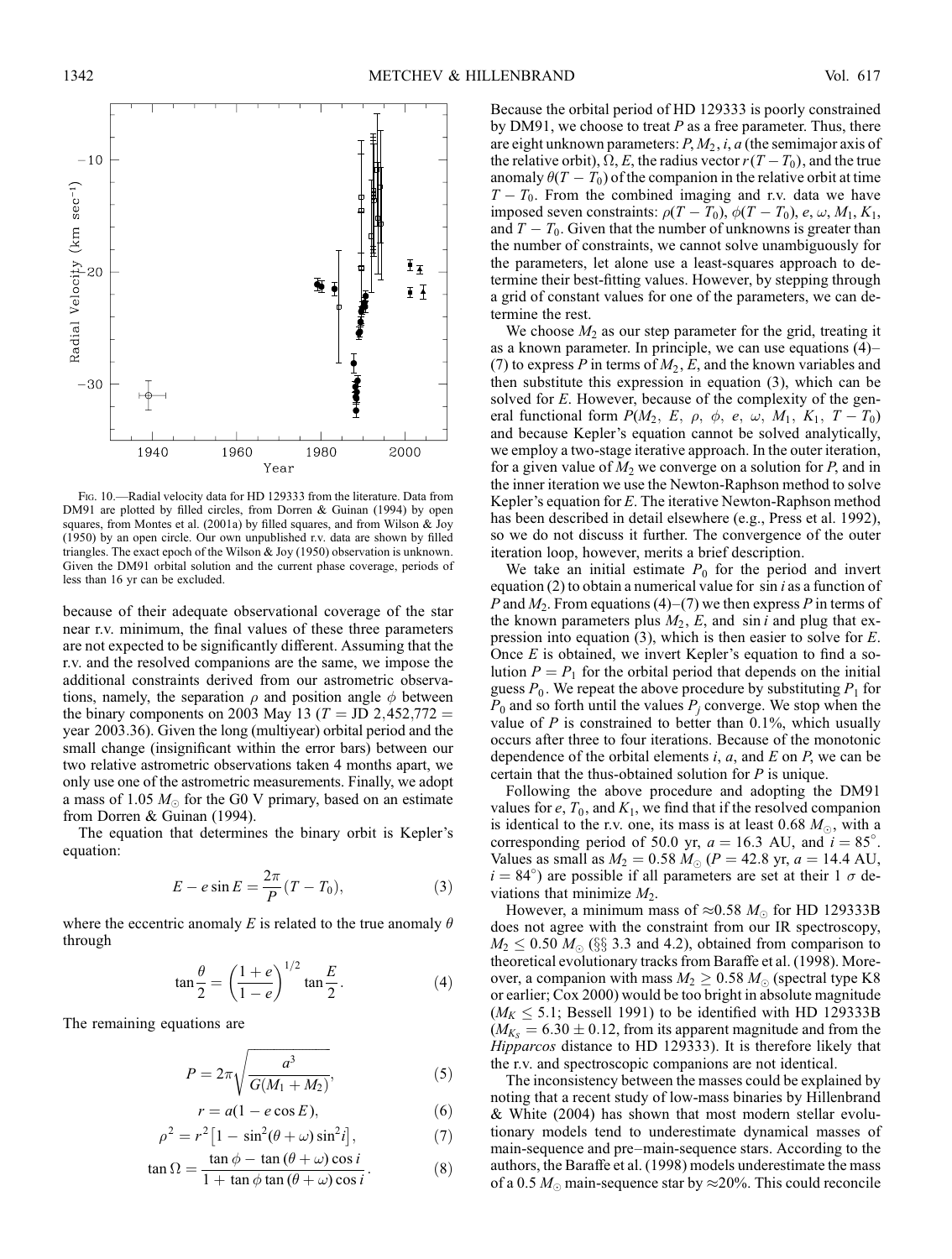Fig. 10.—Radial velocity data for HD 129333 from the literature. Data from DM91 are plotted by filled circles, from Dorren & Guinan (1994) by open squares, from Montes et al. (2001a) by filled squares, and from Wilson & Joy (1950) by an open circle. Our own unpublished r.v. data are shown by filled triangles. The exact epoch of the Wilson & Joy (1950) observation is unknown. Given the DM91 orbital solution and the current phase coverage, periods of less than 16 yr can be excluded.

because of their adequate observational coverage of the star near r.v. minimum, the final values of these three parameters are not expected to be significantly different. Assuming that the r.v. and the resolved companions are the same, we impose the additional constraints derived from our astrometric observations, namely, the separation $\rho$ and position angle $\phi$ between the binary components on 2003 May 13 ($T$ = JD 2,452,772 = year 2003.36). Given the long (multiyear) orbital period and the small change (insignificant within the error bars) between our two relative astrometric observations taken 4 months apart, we only use one of the astrometric measurements. Finally, we adopt a mass of 1.05 $M_{\odot}$ for the G0 V primary, based on an estimate from Dorren & Guinan (1994).

The equation that determines the binary orbit is Kepler's equation:

$$E - e \sin E = \frac{2\pi}{P}(T - T_0), \tag{3}$$

where the eccentric anomaly $E$ is related to the true anomaly $\theta$ through

$$\tan\frac{\theta}{2} = \left(\frac{1+e}{1-e}\right)^{1/2} \tan\frac{E}{2}. \tag{4}$$

The remaining equations are

$$P = 2\pi\sqrt{\frac{a^3}{G(M_1 + M_2)}}, \tag{5}$$

$$r = a(1 - e\cos E), \tag{6}$$

$$\rho^2 = r^2\left[1 - \sin^2(\theta + \omega)\sin^2 i\right], \tag{7}$$

$$\tan\Omega = \frac{\tan\phi - \tan(\theta + \omega)\cos i}{1 + \tan\phi\tan(\theta + \omega)\cos i}. \tag{8}$$

Because the orbital period of HD 129333 is poorly constrained by DM91, we choose to treat $P$ as a free parameter. Thus, there are eight unknown parameters: $P$, $M_2$, $i$, $a$ (the semimajor axis of the relative orbit), $\Omega$, $E$, the radius vector $r(T - T_0)$, and the true anomaly $\theta(T - T_0)$ of the companion in the relative orbit at time $T - T_0$. From the combined imaging and r.v. data we have imposed seven constraints: $\rho(T - T_0)$, $\phi(T - T_0)$, $e$, $\omega$, $M_1$, $K_1$, and $T - T_0$. Given that the number of unknowns is greater than the number of constraints, we cannot solve unambiguously for the parameters, let alone use a least-squares approach to determine their best-fitting values. However, by stepping through a grid of constant values for one of the parameters, we can determine the rest.

We choose $M_2$ as our step parameter for the grid, treating it as a known parameter. In principle, we can use equations (4)–(7) to express $P$ in terms of $M_2$, $E$, and the known variables and then substitute this expression in equation (3), which can be solved for $E$. However, because of the complexity of the general functional form $P(M_2,\ E,\ \rho,\ \phi,\ e,\ \omega,\ M_1,\ K_1,\ T - T_0)$ and because Kepler's equation cannot be solved analytically, we employ a two-stage iterative approach. In the outer iteration, for a given value of $M_2$ we converge on a solution for $P$, and in the inner iteration we use the Newton-Raphson method to solve Kepler's equation for $E$. The iterative Newton-Raphson method has been described in detail elsewhere (e.g., Press et al. 1992), so we do not discuss it further. The convergence of the outer iteration loop, however, merits a brief description.

We take an initial estimate $P_0$ for the period and invert equation (2) to obtain a numerical value for $\sin i$ as a function of $P$ and $M_2$. From equations (4)–(7) we then express $P$ in terms of the known parameters plus $M_2$, $E$, and $\sin i$ and plug that expression into equation (3), which is then easier to solve for $E$. Once $E$ is obtained, we invert Kepler's equation to find a solution $P = P_1$ for the orbital period that depends on the initial guess $P_0$. We repeat the above procedure by substituting $P_1$ for $P_0$ and so forth until the values $P_j$ converge. We stop when the value of $P$ is constrained to better than 0.1%, which usually occurs after three to four iterations. Because of the monotonic dependence of the orbital elements $i$, $a$, and $E$ on $P$, we can be certain that the thus-obtained solution for $P$ is unique.

Following the above procedure and adopting the DM91 values for $e$, $T_0$, and $K_1$, we find that if the resolved companion is identical to the r.v. one, its mass is at least 0.68 $M_{\odot}$, with a corresponding period of 50.0 yr, $a$ = 16.3 AU, and $i = 85°$. Values as small as $M_2$ = 0.58 $M_{\odot}$ ($P$ = 42.8 yr, $a$ = 14.4 AU, $i = 84°$) are possible if all parameters are set at their 1 $\sigma$ deviations that minimize $M_2$.

However, a minimum mass of ≈0.58 $M_{\odot}$ for HD 129333B does not agree with the constraint from our IR spectroscopy, $M_2 \leq 0.50\ M_{\odot}$ (§§ 3.3 and 4.2), obtained from comparison to theoretical evolutionary tracks from Baraffe et al. (1998). Moreover, a companion with mass $M_2 \geq 0.58\ M_{\odot}$ (spectral type K8 or earlier; Cox 2000) would be too bright in absolute magnitude ($M_K \leq 5.1$; Bessell 1991) to be identified with HD 129333B ($M_{K_S} = 6.30 \pm 0.12$, from its apparent magnitude and from the *Hipparcos* distance to HD 129333). It is therefore likely that the r.v. and spectroscopic companions are not identical.

The inconsistency between the masses could be explained by noting that a recent study of low-mass binaries by Hillenbrand & White (2004) has shown that most modern stellar evolutionary models tend to underestimate dynamical masses of main-sequence and pre–main-sequence stars. According to the authors, the Baraffe et al. (1998) models underestimate the mass of a 0.5 $M_{\odot}$ main-sequence star by ≈20%. This could reconcile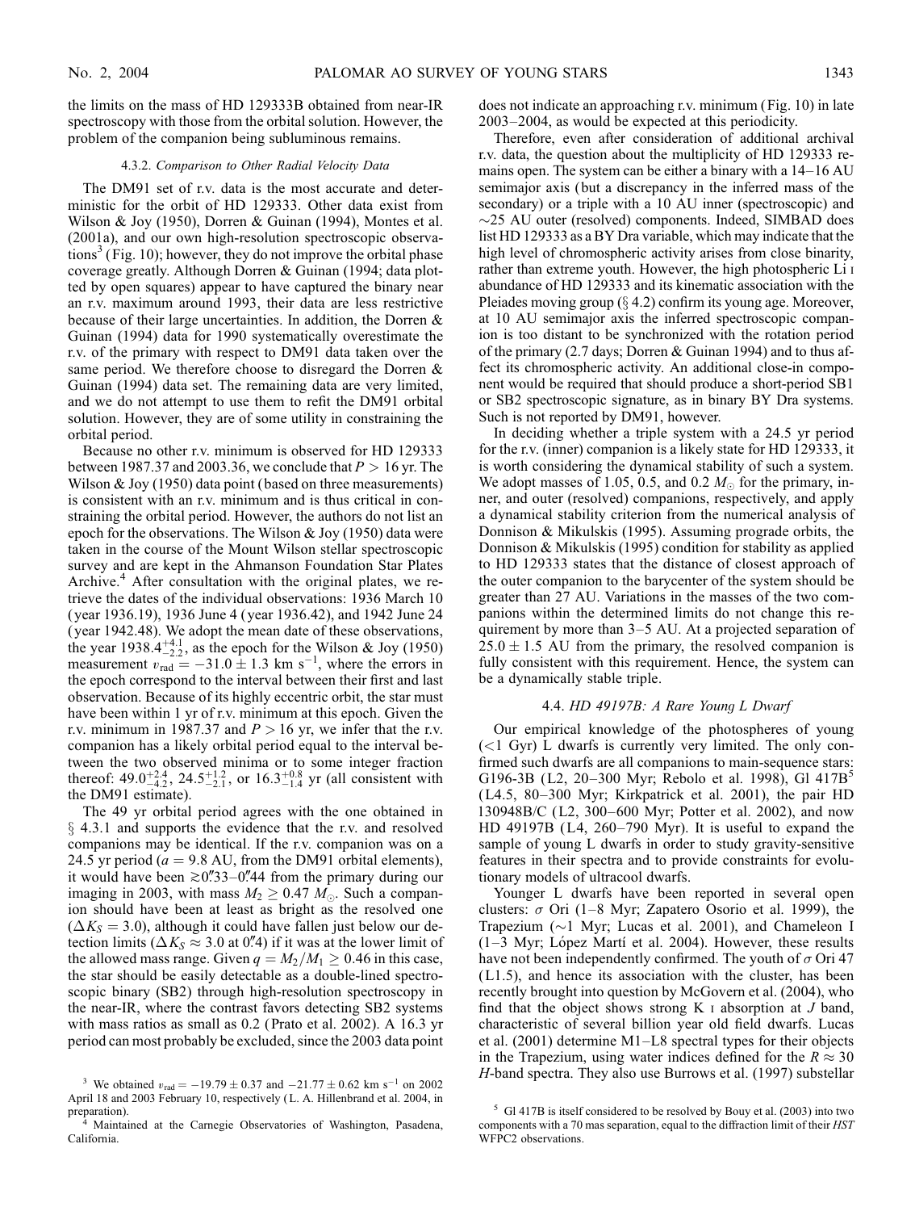the limits on the mass of HD 129333B obtained from near-IR spectroscopy with those from the orbital solution. However, the problem of the companion being subluminous remains.

#### 4.3.2. *Comparison to Other Radial Velocity Data*

The DM91 set of r.v. data is the most accurate and deterministic for the orbit of HD 129333. Other data exist from Wilson & Joy (1950), Dorren & Guinan (1994), Montes et al. (2001a), and our own high-resolution spectroscopic observations[3] (Fig. 10); however, they do not improve the orbital phase coverage greatly. Although Dorren & Guinan (1994; data plotted by open squares) appear to have captured the binary near an r.v. maximum around 1993, their data are less restrictive because of their large uncertainties. In addition, the Dorren & Guinan (1994) data for 1990 systematically overestimate the r.v. of the primary with respect to DM91 data taken over the same period. We therefore choose to disregard the Dorren & Guinan (1994) data set. The remaining data are very limited, and we do not attempt to use them to refit the DM91 orbital solution. However, they are of some utility in constraining the orbital period.

Because no other r.v. minimum is observed for HD 129333 between 1987.37 and 2003.36, we conclude that $P > 16$ yr. The Wilson & Joy (1950) data point (based on three measurements) is consistent with an r.v. minimum and is thus critical in constraining the orbital period. However, the authors do not list an epoch for the observations. The Wilson & Joy (1950) data were taken in the course of the Mount Wilson stellar spectroscopic survey and are kept in the Ahmanson Foundation Star Plates Archive.[4] After consultation with the original plates, we retrieve the dates of the individual observations: 1936 March 10 (year 1936.19), 1936 June 4 (year 1936.42), and 1942 June 24 (year 1942.48). We adopt the mean date of these observations, the year $1938.4^{+4.1}_{-2.2}$, as the epoch for the Wilson & Joy (1950) measurement $v_{\rm rad} = -31.0 \pm 1.3$ km s$^{-1}$, where the errors in the epoch correspond to the interval between their first and last observation. Because of its highly eccentric orbit, the star must have been within 1 yr of r.v. minimum at this epoch. Given the r.v. minimum in 1987.37 and $P > 16$ yr, we infer that the r.v. companion has a likely orbital period equal to the interval between the two observed minima or to some integer fraction thereof: $49.0^{+2.4}_{-4.2}$, $24.5^{+1.2}_{-2.1}$, or $16.3^{+0.8}_{-1.4}$ yr (all consistent with the DM91 estimate).

The 49 yr orbital period agrees with the one obtained in § 4.3.1 and supports the evidence that the r.v. and resolved companions may be identical. If the r.v. companion was on a 24.5 yr period ($a = 9.8$ AU, from the DM91 orbital elements), it would have been $\gtrsim 0\farcs33$–$0\farcs44$ from the primary during our imaging in 2003, with mass $M_2 \geq 0.47\ M_\odot$. Such a companion should have been at least as bright as the resolved one ($\Delta K_S = 3.0$), although it could have fallen just below our detection limits ($\Delta K_S \approx 3.0$ at $0\farcs4$) if it was at the lower limit of the allowed mass range. Given $q = M_2/M_1 \geq 0.46$ in this case, the star should be easily detectable as a double-lined spectroscopic binary (SB2) through high-resolution spectroscopy in the near-IR, where the contrast favors detecting SB2 systems with mass ratios as small as 0.2 (Prato et al. 2002). A 16.3 yr period can most probably be excluded, since the 2003 data point does not indicate an approaching r.v. minimum (Fig. 10) in late 2003–2004, as would be expected at this periodicity.

Therefore, even after consideration of additional archival r.v. data, the question about the multiplicity of HD 129333 remains open. The system can be either a binary with a 14–16 AU semimajor axis (but a discrepancy in the inferred mass of the secondary) or a triple with a 10 AU inner (spectroscopic) and ~25 AU outer (resolved) components. Indeed, SIMBAD does list HD 129333 as a BY Dra variable, which may indicate that the high level of chromospheric activity arises from close binarity, rather than extreme youth. However, the high photospheric Li I abundance of HD 129333 and its kinematic association with the Pleiades moving group (§ 4.2) confirm its young age. Moreover, at 10 AU semimajor axis the inferred spectroscopic companion is too distant to be synchronized with the rotation period of the primary (2.7 days; Dorren & Guinan 1994) and to thus affect its chromospheric activity. An additional close-in component would be required that should produce a short-period SB1 or SB2 spectroscopic signature, as in binary BY Dra systems. Such is not reported by DM91, however.

In deciding whether a triple system with a 24.5 yr period for the r.v. (inner) companion is a likely state for HD 129333, it is worth considering the dynamical stability of such a system. We adopt masses of 1.05, 0.5, and 0.2 $M_\odot$ for the primary, inner, and outer (resolved) companions, respectively, and apply a dynamical stability criterion from the numerical analysis of Donnison & Mikulskis (1995). Assuming prograde orbits, the Donnison & Mikulskis (1995) condition for stability as applied to HD 129333 states that the distance of closest approach of the outer companion to the barycenter of the system should be greater than 27 AU. Variations in the masses of the two companions within the determined limits do not change this requirement by more than 3–5 AU. At a projected separation of $25.0 \pm 1.5$ AU from the primary, the resolved companion is fully consistent with this requirement. Hence, the system can be a dynamically stable triple.

### 4.4. *HD 49197B: A Rare Young L Dwarf*

Our empirical knowledge of the photospheres of young (<1 Gyr) L dwarfs is currently very limited. The only confirmed such dwarfs are all companions to main-sequence stars: G196-3B (L2, 20–300 Myr; Rebolo et al. 1998), Gl 417B[5] (L4.5, 80–300 Myr; Kirkpatrick et al. 2001), the pair HD 130948B/C (L2, 300–600 Myr; Potter et al. 2002), and now HD 49197B (L4, 260–790 Myr). It is useful to expand the sample of young L dwarfs in order to study gravity-sensitive features in their spectra and to provide constraints for evolutionary models of ultracool dwarfs.

Younger L dwarfs have been reported in several open clusters: $\sigma$ Ori (1–8 Myr; Zapatero Osorio et al. 1999), the Trapezium (~1 Myr; Lucas et al. 2001), and Chameleon I (1–3 Myr; López Martí et al. 2004). However, these results have not been independently confirmed. The youth of $\sigma$ Ori 47 (L1.5), and hence its association with the cluster, has been recently brought into question by McGovern et al. (2004), who find that the object shows strong K I absorption at $J$ band, characteristic of several billion year old field dwarfs. Lucas et al. (2001) determine M1–L8 spectral types for their objects in the Trapezium, using water indices defined for the $R \approx 30$ $H$-band spectra. They also use Burrows et al. (1997) substellar

---

[3] We obtained $v_{\rm rad} = -19.79 \pm 0.37$ and $-21.77 \pm 0.62$ km s$^{-1}$ on 2002 April 18 and 2003 February 10, respectively (L. A. Hillenbrand et al. 2004, in preparation).

[4] Maintained at the Carnegie Observatories of Washington, Pasadena, California.

[5] Gl 417B is itself considered to be resolved by Bouy et al. (2003) into two components with a 70 mas separation, equal to the diffraction limit of their *HST* WFPC2 observations.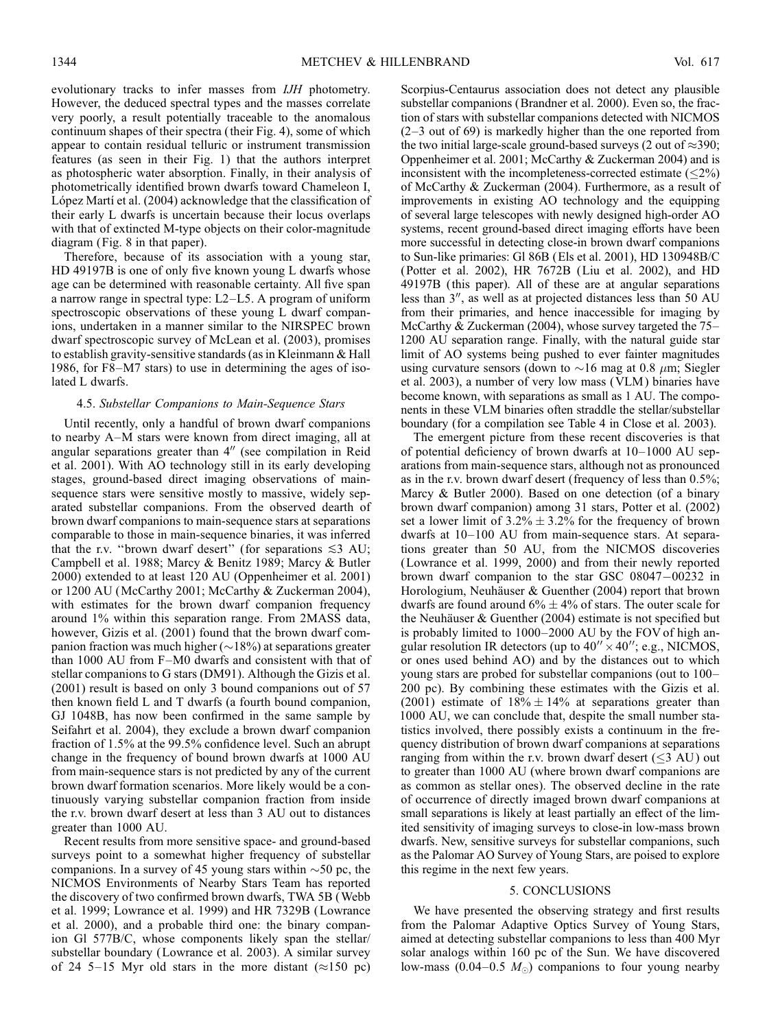evolutionary tracks to infer masses from *IJH* photometry. However, the deduced spectral types and the masses correlate very poorly, a result potentially traceable to the anomalous continuum shapes of their spectra (their Fig. 4), some of which appear to contain residual telluric or instrument transmission features (as seen in their Fig. 1) that the authors interpret as photospheric water absorption. Finally, in their analysis of photometrically identified brown dwarfs toward Chameleon I, López Martí et al. (2004) acknowledge that the classification of their early L dwarfs is uncertain because their locus overlaps with that of extincted M-type objects on their color-magnitude diagram (Fig. 8 in that paper).

Therefore, because of its association with a young star, HD 49197B is one of only five known young L dwarfs whose age can be determined with reasonable certainty. All five span a narrow range in spectral type: L2–L5. A program of uniform spectroscopic observations of these young L dwarf companions, undertaken in a manner similar to the NIRSPEC brown dwarf spectroscopic survey of McLean et al. (2003), promises to establish gravity-sensitive standards (as in Kleinmann & Hall 1986, for F8–M7 stars) to use in determining the ages of isolated L dwarfs.

### 4.5. *Substellar Companions to Main-Sequence Stars*

Until recently, only a handful of brown dwarf companions to nearby A–M stars were known from direct imaging, all at angular separations greater than 4″ (see compilation in Reid et al. 2001). With AO technology still in its early developing stages, ground-based direct imaging observations of main-sequence stars were sensitive mostly to massive, widely separated substellar companions. From the observed dearth of brown dwarf companions to main-sequence stars at separations comparable to those in main-sequence binaries, it was inferred that the r.v. "brown dwarf desert" (for separations $\lesssim 3$ AU; Campbell et al. 1988; Marcy & Benitz 1989; Marcy & Butler 2000) extended to at least 120 AU (Oppenheimer et al. 2001) or 1200 AU (McCarthy 2001; McCarthy & Zuckerman 2004), with estimates for the brown dwarf companion frequency around 1% within this separation range. From 2MASS data, however, Gizis et al. (2001) found that the brown dwarf companion fraction was much higher ($\sim$18%) at separations greater than 1000 AU from F–M0 dwarfs and consistent with that of stellar companions to G stars (DM91). Although the Gizis et al. (2001) result is based on only 3 bound companions out of 57 then known field L and T dwarfs (a fourth bound companion, GJ 1048B, has now been confirmed in the same sample by Seifahrt et al. 2004), they exclude a brown dwarf companion fraction of 1.5% at the 99.5% confidence level. Such an abrupt change in the frequency of bound brown dwarfs at 1000 AU from main-sequence stars is not predicted by any of the current brown dwarf formation scenarios. More likely would be a continuously varying substellar companion fraction from inside the r.v. brown dwarf desert at less than 3 AU out to distances greater than 1000 AU.

Recent results from more sensitive space- and ground-based surveys point to a somewhat higher frequency of substellar companions. In a survey of 45 young stars within $\sim$50 pc, the NICMOS Environments of Nearby Stars Team has reported the discovery of two confirmed brown dwarfs, TWA 5B (Webb et al. 1999; Lowrance et al. 1999) and HR 7329B (Lowrance et al. 2000), and a probable third one: the binary companion Gl 577B/C, whose components likely span the stellar/substellar boundary (Lowrance et al. 2003). A similar survey of 24 5–15 Myr old stars in the more distant ($\approx$150 pc) Scorpius-Centaurus association does not detect any plausible substellar companions (Brandner et al. 2000). Even so, the fraction of stars with substellar companions detected with NICMOS (2–3 out of 69) is markedly higher than the one reported from the two initial large-scale ground-based surveys (2 out of $\approx$390; Oppenheimer et al. 2001; McCarthy & Zuckerman 2004) and is inconsistent with the incompleteness-corrected estimate ($\lesssim$2%) of McCarthy & Zuckerman (2004). Furthermore, as a result of improvements in existing AO technology and the equipping of several large telescopes with newly designed high-order AO systems, recent ground-based direct imaging efforts have been more successful in detecting close-in brown dwarf companions to Sun-like primaries: Gl 86B (Els et al. 2001), HD 130948B/C (Potter et al. 2002), HR 7672B (Liu et al. 2002), and HD 49197B (this paper). All of these are at angular separations less than 3″, as well as at projected distances less than 50 AU from their primaries, and hence inaccessible for imaging by McCarthy & Zuckerman (2004), whose survey targeted the 75–1200 AU separation range. Finally, with the natural guide star limit of AO systems being pushed to ever fainter magnitudes using curvature sensors (down to $\sim$16 mag at 0.8 $\mu$m; Siegler et al. 2003), a number of very low mass (VLM) binaries have become known, with separations as small as 1 AU. The components in these VLM binaries often straddle the stellar/substellar boundary (for a compilation see Table 4 in Close et al. 2003).

The emergent picture from these recent discoveries is that of potential deficiency of brown dwarfs at 10–1000 AU separations from main-sequence stars, although not as pronounced as in the r.v. brown dwarf desert (frequency of less than 0.5%; Marcy & Butler 2000). Based on one detection (of a binary brown dwarf companion) among 31 stars, Potter et al. (2002) set a lower limit of $3.2\% \pm 3.2\%$ for the frequency of brown dwarfs at 10–100 AU from main-sequence stars. At separations greater than 50 AU, from the NICMOS discoveries (Lowrance et al. 1999, 2000) and from their newly reported brown dwarf companion to the star GSC 08047–00232 in Horologium, Neuhäuser & Guenther (2004) report that brown dwarfs are found around $6\% \pm 4\%$ of stars. The outer scale for the Neuhäuser & Guenther (2004) estimate is not specified but is probably limited to 1000–2000 AU by the FOV of high angular resolution IR detectors (up to $40'' \times 40''$; e.g., NICMOS, or ones used behind AO) and by the distances out to which young stars are probed for substellar companions (out to 100–200 pc). By combining these estimates with the Gizis et al. (2001) estimate of $18\% \pm 14\%$ at separations greater than 1000 AU, we can conclude that, despite the small number statistics involved, there possibly exists a continuum in the frequency distribution of brown dwarf companions at separations ranging from within the r.v. brown dwarf desert ($\lesssim$3 AU) out to greater than 1000 AU (where brown dwarf companions are as common as stellar ones). The observed decline in the rate of occurrence of directly imaged brown dwarf companions at small separations is likely at least partially an effect of the limited sensitivity of imaging surveys to close-in low-mass brown dwarfs. New, sensitive surveys for substellar companions, such as the Palomar AO Survey of Young Stars, are poised to explore this regime in the next few years.

## 5. CONCLUSIONS

We have presented the observing strategy and first results from the Palomar Adaptive Optics Survey of Young Stars, aimed at detecting substellar companions to less than 400 Myr solar analogs within 160 pc of the Sun. We have discovered low-mass (0.04–0.5 $M_\odot$) companions to four young nearby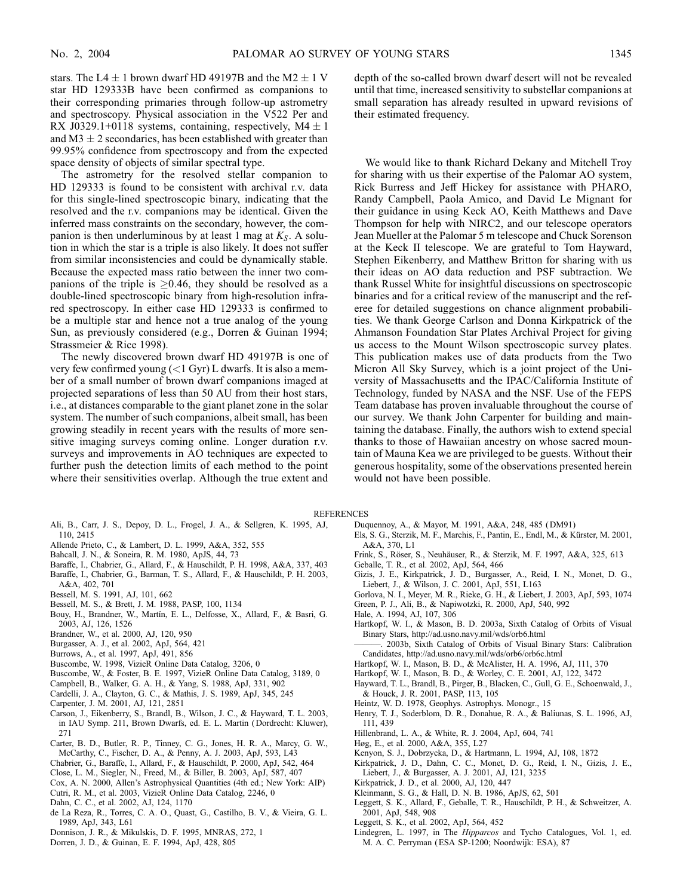stars. The L4 ± 1 brown dwarf HD 49197B and the M2 ± 1 V star HD 129333B have been confirmed as companions to their corresponding primaries through follow-up astrometry and spectroscopy. Physical association in the V522 Per and RX J0329.1+0118 systems, containing, respectively, M4 ± 1 and M3 ± 2 secondaries, has been established with greater than 99.95% confidence from spectroscopy and from the expected space density of objects of similar spectral type.

The astrometry for the resolved stellar companion to HD 129333 is found to be consistent with archival r.v. data for this single-lined spectroscopic binary, indicating that the resolved and the r.v. companions may be identical. Given the inferred mass constraints on the secondary, however, the companion is then underluminous by at least 1 mag at $K_S$. A solution in which the star is a triple is also likely. It does not suffer from similar inconsistencies and could be dynamically stable. Because the expected mass ratio between the inner two companions of the triple is $\geq$0.46, they should be resolved as a double-lined spectroscopic binary from high-resolution infrared spectroscopy. In either case HD 129333 is confirmed to be a multiple star and hence not a true analog of the young Sun, as previously considered (e.g., Dorren & Guinan 1994; Strassmeier & Rice 1998).

The newly discovered brown dwarf HD 49197B is one of very few confirmed young (<1 Gyr) L dwarfs. It is also a member of a small number of brown dwarf companions imaged at projected separations of less than 50 AU from their host stars, i.e., at distances comparable to the giant planet zone in the solar system. The number of such companions, albeit small, has been growing steadily in recent years with the results of more sensitive imaging surveys coming online. Longer duration r.v. surveys and improvements in AO techniques are expected to further push the detection limits of each method to the point where their sensitivities overlap. Although the true extent and depth of the so-called brown dwarf desert will not be revealed until that time, increased sensitivity to substellar companions at small separation has already resulted in upward revisions of their estimated frequency.

We would like to thank Richard Dekany and Mitchell Troy for sharing with us their expertise of the Palomar AO system, Rick Burress and Jeff Hickey for assistance with PHARO, Randy Campbell, Paola Amico, and David Le Mignant for their guidance in using Keck AO, Keith Matthews and Dave Thompson for help with NIRC2, and our telescope operators Jean Mueller at the Palomar 5 m telescope and Chuck Sorenson at the Keck II telescope. We are grateful to Tom Hayward, Stephen Eikenberry, and Matthew Britton for sharing with us their ideas on AO data reduction and PSF subtraction. We thank Russel White for insightful discussions on spectroscopic binaries and for a critical review of the manuscript and the referee for detailed suggestions on chance alignment probabilities. We thank George Carlson and Donna Kirkpatrick of the Ahmanson Foundation Star Plates Archival Project for giving us access to the Mount Wilson spectroscopic survey plates. This publication makes use of data products from the Two Micron All Sky Survey, which is a joint project of the University of Massachusetts and the IPAC/California Institute of Technology, funded by NASA and the NSF. Use of the FEPS Team database has proven invaluable throughout the course of our survey. We thank John Carpenter for building and maintaining the database. Finally, the authors wish to extend special thanks to those of Hawaiian ancestry on whose sacred mountain of Mauna Kea we are privileged to be guests. Without their generous hospitality, some of the observations presented herein would not have been possible.

## REFERENCES

Ali, B., Carr, J. S., Depoy, D. L., Frogel, J. A., & Sellgren, K. 1995, AJ, 110, 2415
Allende Prieto, C., & Lambert, D. L. 1999, A&A, 352, 555
Bahcall, J. N., & Soneira, R. M. 1980, ApJS, 44, 73
Baraffe, I., Chabrier, G., Allard, F., & Hauschildt, P. H. 1998, A&A, 337, 403
Baraffe, I., Chabrier, G., Barman, T. S., Allard, F., & Hauschildt, P. H. 2003, A&A, 402, 701
Bessell, M. S. 1991, AJ, 101, 662
Bessell, M. S., & Brett, J. M. 1988, PASP, 100, 1134
Bouy, H., Brandner, W., Martín, E. L., Delfosse, X., Allard, F., & Basri, G. 2003, AJ, 126, 1526
Brandner, W., et al. 2000, AJ, 120, 950
Burgasser, A. J., et al. 2002, ApJ, 564, 421
Burrows, A., et al. 1997, ApJ, 491, 856
Buscombe, W. 1998, VizieR Online Data Catalog, 3206, 0
Buscombe, W., & Foster, B. E. 1997, VizieR Online Data Catalog, 3189, 0
Campbell, B., Walker, G. A. H., & Yang, S. 1988, ApJ, 331, 902
Cardelli, J. A., Clayton, G. C., & Mathis, J. S. 1989, ApJ, 345, 245
Carpenter, J. M. 2001, AJ, 121, 2851
Carson, J., Eikenberry, S., Brandl, B., Wilson, J. C., & Hayward, T. L. 2003, in IAU Symp. 211, Brown Dwarfs, ed. E. L. Martin (Dordrecht: Kluwer), 271
Carter, B. D., Butler, R. P., Tinney, C. G., Jones, H. R. A., Marcy, G. W., McCarthy, C., Fischer, D. A., & Penny, A. J. 2003, ApJ, 593, L43
Chabrier, G., Baraffe, I., Allard, F., & Hauschildt, P. 2000, ApJ, 542, 464
Close, L. M., Siegler, N., Freed, M., & Biller, B. 2003, ApJ, 587, 407
Cox, A. N. 2000, Allen's Astrophysical Quantities (4th ed.; New York: AIP)
Cutri, R. M., et al. 2003, VizieR Online Data Catalog, 2246, 0
Dahn, C. C., et al. 2002, AJ, 124, 1170
de La Reza, R., Torres, C. A. O., Quast, G., Castilho, B. V., & Vieira, G. L. 1989, ApJ, 343, L61
Donnison, J. R., & Mikulskis, D. F. 1995, MNRAS, 272, 1
Dorren, J. D., & Guinan, E. F. 1994, ApJ, 428, 805
Duquennoy, A., & Mayor, M. 1991, A&A, 248, 485 (DM91)
Els, S. G., Sterzik, M. F., Marchis, F., Pantin, E., Endl, M., & Kürster, M. 2001, A&A, 370, L1
Frink, S., Röser, S., Neuhäuser, R., & Sterzik, M. F. 1997, A&A, 325, 613
Geballe, T. R., et al. 2002, ApJ, 564, 466
Gizis, J. E., Kirkpatrick, J. D., Burgasser, A., Reid, I. N., Monet, D. G., Liebert, J., & Wilson, J. C. 2001, ApJ, 551, L163
Gorlova, N. I., Meyer, M. R., Rieke, G. H., & Liebert, J. 2003, ApJ, 593, 1074
Green, P. J., Ali, B., & Napiwotzki, R. 2000, ApJ, 540, 992
Hale, A. 1994, AJ, 107, 306
Hartkopf, W. I., & Mason, B. D. 2003a, Sixth Catalog of Orbits of Visual Binary Stars, http://ad.usno.navy.mil/wds/orb6.html
———. 2003b, Sixth Catalog of Orbits of Visual Binary Stars: Calibration Candidates, http://ad.usno.navy.mil/wds/orb6/orb6c.html
Hartkopf, W. I., Mason, B. D., & McAlister, H. A. 1996, AJ, 111, 370
Hartkopf, W. I., Mason, B. D., & Worley, C. E. 2001, AJ, 122, 3472
Hayward, T. L., Brandl, B., Pirger, B., Blacken, C., Gull, G. E., Schoenwald, J., & Houck, J. R. 2001, PASP, 113, 105
Heintz, W. D. 1978, Geophys. Astrophys. Monogr., 15
Henry, T. J., Soderblom, D. R., Donahue, R. A., & Baliunas, S. L. 1996, AJ, 111, 439
Hillenbrand, L. A., & White, R. J. 2004, ApJ, 604, 741
Høg, E., et al. 2000, A&A, 355, L27
Kenyon, S. J., Dobrzycka, D., & Hartmann, L. 1994, AJ, 108, 1872
Kirkpatrick, J. D., Dahn, C. C., Monet, D. G., Reid, I. N., Gizis, J. E., Liebert, J., & Burgasser, A. J. 2001, AJ, 121, 3235
Kirkpatrick, J. D., et al. 2000, AJ, 120, 447
Kleinmann, S. G., & Hall, D. N. B. 1986, ApJS, 62, 501
Leggett, S. K., Allard, F., Geballe, T. R., Hauschildt, P. H., & Schweitzer, A. 2001, ApJ, 548, 908
Leggett, S. K., et al. 2002, ApJ, 564, 452
Lindegren, L. 1997, in The *Hipparcos* and Tycho Catalogues, Vol. 1, ed. M. A. C. Perryman (ESA SP-1200; Noordwijk: ESA), 87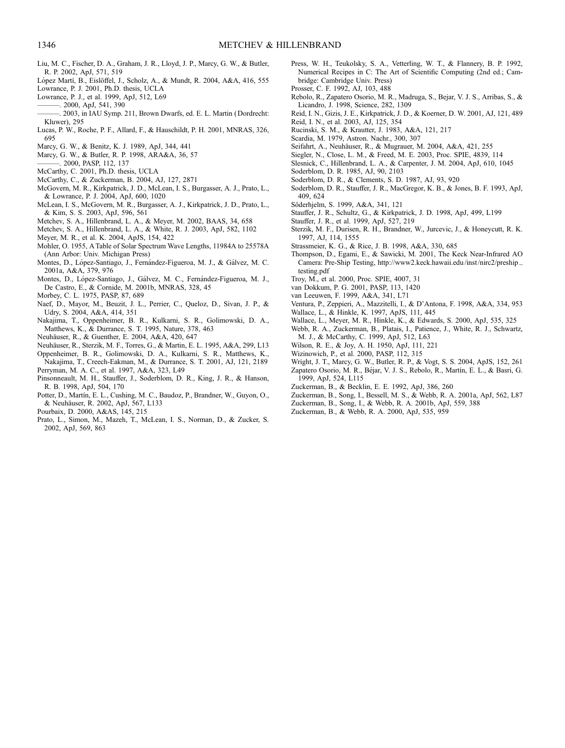Liu, M. C., Fischer, D. A., Graham, J. R., Lloyd, J. P., Marcy, G. W., & Butler, R. P. 2002, ApJ, 571, 519

López Martí, B., Eislöffel, J., Scholz, A., & Mundt, R. 2004, A&A, 416, 555

Lowrance, P. J. 2001, Ph.D. thesis, UCLA

Lowrance, P. J., et al. 1999, ApJ, 512, L69

———. 2000, ApJ, 541, 390

———. 2003, in IAU Symp. 211, Brown Dwarfs, ed. E. L. Martin (Dordrecht: Kluwer), 295

Lucas, P. W., Roche, P. F., Allard, F., & Hauschildt, P. H. 2001, MNRAS, 326, 695

Marcy, G. W., & Benitz, K. J. 1989, ApJ, 344, 441

Marcy, G. W., & Butler, R. P. 1998, ARA&A, 36, 57

———. 2000, PASP, 112, 137

McCarthy, C. 2001, Ph.D. thesis, UCLA

McCarthy, C., & Zuckerman, B. 2004, AJ, 127, 2871

McGovern, M. R., Kirkpatrick, J. D., McLean, I. S., Burgasser, A. J., Prato, L., & Lowrance, P. J. 2004, ApJ, 600, 1020

McLean, I. S., McGovern, M. R., Burgasser, A. J., Kirkpatrick, J. D., Prato, L., & Kim, S. S. 2003, ApJ, 596, 561

Metchev, S. A., Hillenbrand, L. A., & Meyer, M. 2002, BAAS, 34, 658

Metchev, S. A., Hillenbrand, L. A., & White, R. J. 2003, ApJ, 582, 1102

Meyer, M. R., et al. K. 2004, ApJS, 154, 422

Mohler, O. 1955, A Table of Solar Spectrum Wave Lengths, 11984A to 25578A (Ann Arbor: Univ. Michigan Press)

Montes, D., López-Santiago, J., Fernández-Figueroa, M. J., & Gálvez, M. C. 2001a, A&A, 379, 976

Montes, D., López-Santiago, J., Gálvez, M. C., Fernández-Figueroa, M. J., De Castro, E., & Cornide, M. 2001b, MNRAS, 328, 45

Morbey, C. L. 1975, PASP, 87, 689

Naef, D., Mayor, M., Beuzit, J. L., Perrier, C., Queloz, D., Sivan, J. P., & Udry, S. 2004, A&A, 414, 351

Nakajima, T., Oppenheimer, B. R., Kulkarni, S. R., Golimowski, D. A., Matthews, K., & Durrance, S. T. 1995, Nature, 378, 463

Neuhäuser, R., & Guenther, E. 2004, A&A, 420, 647

Neuhäuser, R., Sterzik, M. F., Torres, G., & Martin, E. L. 1995, A&A, 299, L13

Oppenheimer, B. R., Golimowski, D. A., Kulkarni, S. R., Matthews, K., Nakajima, T., Creech-Eakman, M., & Durrance, S. T. 2001, AJ, 121, 2189

Perryman, M. A. C., et al. 1997, A&A, 323, L49

Pinsonneault, M. H., Stauffer, J., Soderblom, D. R., King, J. R., & Hanson, R. B. 1998, ApJ, 504, 170

Potter, D., Martín, E. L., Cushing, M. C., Baudoz, P., Brandner, W., Guyon, O., & Neuhäuser, R. 2002, ApJ, 567, L133

Pourbaix, D. 2000, A&AS, 145, 215

Prato, L., Simon, M., Mazeh, T., McLean, I. S., Norman, D., & Zucker, S. 2002, ApJ, 569, 863

Press, W. H., Teukolsky, S. A., Vetterling, W. T., & Flannery, B. P. 1992, Numerical Recipes in C: The Art of Scientific Computing (2nd ed.; Cambridge: Cambridge Univ. Press)

Prosser, C. F. 1992, AJ, 103, 488

Rebolo, R., Zapatero Osorio, M. R., Madruga, S., Bejar, V. J. S., Arribas, S., & Licandro, J. 1998, Science, 282, 1309

Reid, I. N., Gizis, J. E., Kirkpatrick, J. D., & Koerner, D. W. 2001, AJ, 121, 489

Reid, I. N., et al. 2003, AJ, 125, 354

Rucinski, S. M., & Krautter, J. 1983, A&A, 121, 217

Scardia, M. 1979, Astron. Nachr., 300, 307

Seifahrt, A., Neuhäuser, R., & Mugrauer, M. 2004, A&A, 421, 255

Siegler, N., Close, L. M., & Freed, M. E. 2003, Proc. SPIE, 4839, 114

Slesnick, C., Hillenbrand, L. A., & Carpenter, J. M. 2004, ApJ, 610, 1045

Soderblom, D. R. 1985, AJ, 90, 2103

Soderblom, D. R., & Clements, S. D. 1987, AJ, 93, 920

Soderblom, D. R., Stauffer, J. R., MacGregor, K. B., & Jones, B. F. 1993, ApJ, 409, 624

Söderhjelm, S. 1999, A&A, 341, 121

Stauffer, J. R., Schultz, G., & Kirkpatrick, J. D. 1998, ApJ, 499, L199

Stauffer, J. R., et al. 1999, ApJ, 527, 219

Sterzik, M. F., Durisen, R. H., Brandner, W., Jurcevic, J., & Honeycutt, R. K. 1997, AJ, 114, 1555

Strassmeier, K. G., & Rice, J. B. 1998, A&A, 330, 685

Thompson, D., Egami, E., & Sawicki, M. 2001, The Keck Near-Infrared AO Camera: Pre-Ship Testing, http://www2.keck.hawaii.edu/inst/nirc2/preship_testing.pdf

Troy, M., et al. 2000, Proc. SPIE, 4007, 31

van Dokkum, P. G. 2001, PASP, 113, 1420

van Leeuwen, F. 1999, A&A, 341, L71

Ventura, P., Zeppieri, A., Mazzitelli, I., & D'Antona, F. 1998, A&A, 334, 953

Wallace, L., & Hinkle, K. 1997, ApJS, 111, 445

Wallace, L., Meyer, M. R., Hinkle, K., & Edwards, S. 2000, ApJ, 535, 325

Webb, R. A., Zuckerman, B., Platais, I., Patience, J., White, R. J., Schwartz, M. J., & McCarthy, C. 1999, ApJ, 512, L63

Wilson, R. E., & Joy, A. H. 1950, ApJ, 111, 221

Wizinowich, P., et al. 2000, PASP, 112, 315

Wright, J. T., Marcy, G. W., Butler, R. P., & Vogt, S. S. 2004, ApJS, 152, 261

Zapatero Osorio, M. R., Béjar, V. J. S., Rebolo, R., Martín, E. L., & Basri, G. 1999, ApJ, 524, L115

Zuckerman, B., & Becklin, E. E. 1992, ApJ, 386, 260

Zuckerman, B., Song, I., Bessell, M. S., & Webb, R. A. 2001a, ApJ, 562, L87

Zuckerman, B., Song, I., & Webb, R. A. 2001b, ApJ, 559, 388

Zuckerman, B., & Webb, R. A. 2000, ApJ, 535, 959